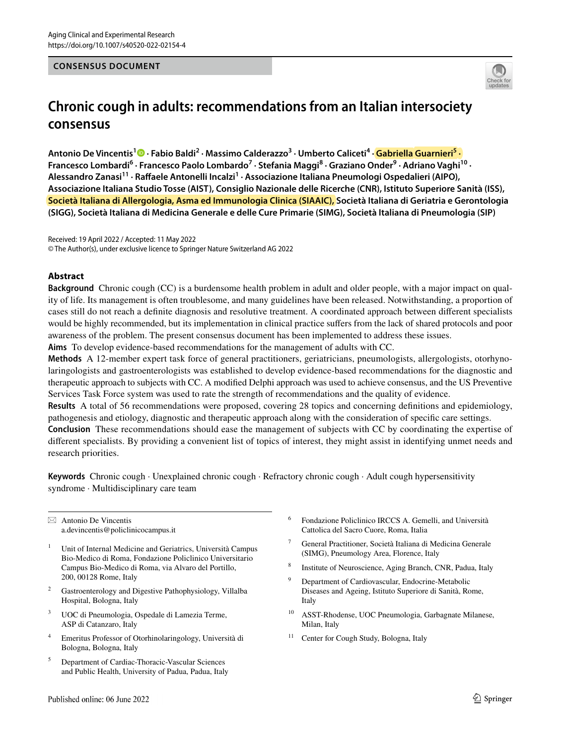Aging Clinical and Experimental Research
https://doi.org/10.1007/s40520-022-02154-4

**CONSENSUS DOCUMENT**

# Chronic cough in adults: recommendations from an Italian intersociety consensus

**Antonio De Vincentis[1] · Fabio Baldi[2] · Massimo Calderazzo[3] · Umberto Caliceti[4] · Gabriella Guarnieri[5] · Francesco Lombardi[6] · Francesco Paolo Lombardo[7] · Stefania Maggi[8] · Graziano Onder[9] · Adriano Vaghi[10] · Alessandro Zanasi[11] · Raffaele Antonelli Incalzi[1] · Associazione Italiana Pneumologi Ospedalieri (AIPO), Associazione Italiana Studio Tosse (AIST), Consiglio Nazionale delle Ricerche (CNR), Istituto Superiore Sanità (ISS), Società Italiana di Allergologia, Asma ed Immunologia Clinica (SIAAIC), Società Italiana di Geriatria e Gerontologia (SIGG), Società Italiana di Medicina Generale e delle Cure Primarie (SIMG), Società Italiana di Pneumologia (SIP)**

Received: 19 April 2022 / Accepted: 11 May 2022
© The Author(s), under exclusive licence to Springer Nature Switzerland AG 2022

## Abstract

**Background** Chronic cough (CC) is a burdensome health problem in adult and older people, with a major impact on quality of life. Its management is often troublesome, and many guidelines have been released. Notwithstanding, a proportion of cases still do not reach a definite diagnosis and resolutive treatment. A coordinated approach between different specialists would be highly recommended, but its implementation in clinical practice suffers from the lack of shared protocols and poor awareness of the problem. The present consensus document has been implemented to address these issues.

**Aims** To develop evidence-based recommendations for the management of adults with CC.

**Methods** A 12-member expert task force of general practitioners, geriatricians, pneumologists, allergologists, otorhynolaryngologists and gastroenterologists was established to develop evidence-based recommendations for the diagnostic and therapeutic approach to subjects with CC. A modified Delphi approach was used to achieve consensus, and the US Preventive Services Task Force system was used to rate the strength of recommendations and the quality of evidence.

**Results** A total of 56 recommendations were proposed, covering 28 topics and concerning definitions and epidemiology, pathogenesis and etiology, diagnostic and therapeutic approach along with the consideration of specific care settings.

**Conclusion** These recommendations should ease the management of subjects with CC by coordinating the expertise of different specialists. By providing a convenient list of topics of interest, they might assist in identifying unmet needs and research priorities.

**Keywords** Chronic cough · Unexplained chronic cough · Refractory chronic cough · Adult cough hypersensitivity syndrome · Multidisciplinary care team

✉ Antonio De Vincentis
a.devincentis@policlinicocampus.it

[1] Unit of Internal Medicine and Geriatrics, Università Campus Bio-Medico di Roma, Fondazione Policlinico Universitario Campus Bio-Medico di Roma, via Alvaro del Portillo, 200, 00128 Rome, Italy

[2] Gastroenterology and Digestive Pathophysiology, Villalba Hospital, Bologna, Italy

[3] UOC di Pneumologia, Ospedale di Lamezia Terme, ASP di Catanzaro, Italy

[4] Emeritus Professor of Otorhinolaringology, Università di Bologna, Bologna, Italy

[5] Department of Cardiac-Thoracic-Vascular Sciences and Public Health, University of Padua, Padua, Italy

[6] Fondazione Policlinico IRCCS A. Gemelli, and Università Cattolica del Sacro Cuore, Roma, Italia

[7] General Practitioner, Società Italiana di Medicina Generale (SIMG), Pneumology Area, Florence, Italy

[8] Institute of Neuroscience, Aging Branch, CNR, Padua, Italy

[9] Department of Cardiovascular, Endocrine-Metabolic Diseases and Ageing, Istituto Superiore di Sanità, Rome, Italy

[10] ASST-Rhodense, UOC Pneumologia, Garbagnate Milanese, Milan, Italy

[11] Center for Cough Study, Bologna, Italy

Published online: 06 June 2022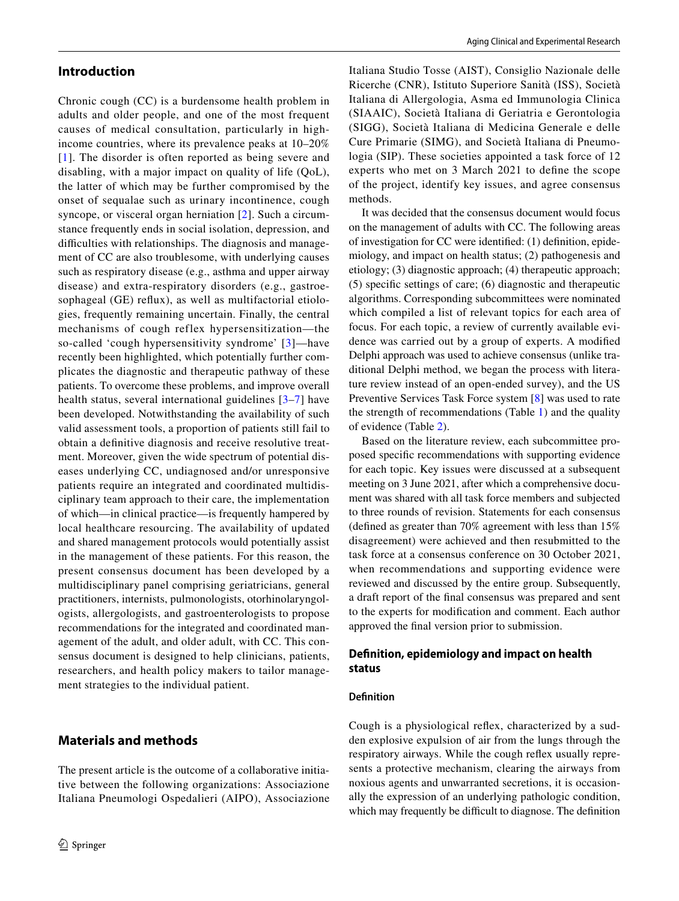## Introduction

Chronic cough (CC) is a burdensome health problem in adults and older people, and one of the most frequent causes of medical consultation, particularly in high-income countries, where its prevalence peaks at 10–20% [1]. The disorder is often reported as being severe and disabling, with a major impact on quality of life (QoL), the latter of which may be further compromised by the onset of sequalae such as urinary incontinence, cough syncope, or visceral organ herniation [2]. Such a circumstance frequently ends in social isolation, depression, and difficulties with relationships. The diagnosis and management of CC are also troublesome, with underlying causes such as respiratory disease (e.g., asthma and upper airway disease) and extra-respiratory disorders (e.g., gastroesophageal (GE) reflux), as well as multifactorial etiologies, frequently remaining uncertain. Finally, the central mechanisms of cough reflex hypersensitization—the so-called 'cough hypersensitivity syndrome' [3]—have recently been highlighted, which potentially further complicates the diagnostic and therapeutic pathway of these patients. To overcome these problems, and improve overall health status, several international guidelines [3–7] have been developed. Notwithstanding the availability of such valid assessment tools, a proportion of patients still fail to obtain a definitive diagnosis and receive resolutive treatment. Moreover, given the wide spectrum of potential diseases underlying CC, undiagnosed and/or unresponsive patients require an integrated and coordinated multidisciplinary team approach to their care, the implementation of which—in clinical practice—is frequently hampered by local healthcare resourcing. The availability of updated and shared management protocols would potentially assist in the management of these patients. For this reason, the present consensus document has been developed by a multidisciplinary panel comprising geriatricians, general practitioners, internists, pulmonologists, otorhinolaryngologists, allergologists, and gastroenterologists to propose recommendations for the integrated and coordinated management of the adult, and older adult, with CC. This consensus document is designed to help clinicians, patients, researchers, and health policy makers to tailor management strategies to the individual patient.

## Materials and methods

The present article is the outcome of a collaborative initiative between the following organizations: Associazione Italiana Pneumologi Ospedalieri (AIPO), Associazione Italiana Studio Tosse (AIST), Consiglio Nazionale delle Ricerche (CNR), Istituto Superiore Sanità (ISS), Società Italiana di Allergologia, Asma ed Immunologia Clinica (SIAAIC), Società Italiana di Geriatria e Gerontologia (SIGG), Società Italiana di Medicina Generale e delle Cure Primarie (SIMG), and Società Italiana di Pneumologia (SIP). These societies appointed a task force of 12 experts who met on 3 March 2021 to define the scope of the project, identify key issues, and agree consensus methods.

It was decided that the consensus document would focus on the management of adults with CC. The following areas of investigation for CC were identified: (1) definition, epidemiology, and impact on health status; (2) pathogenesis and etiology; (3) diagnostic approach; (4) therapeutic approach; (5) specific settings of care; (6) diagnostic and therapeutic algorithms. Corresponding subcommittees were nominated which compiled a list of relevant topics for each area of focus. For each topic, a review of currently available evidence was carried out by a group of experts. A modified Delphi approach was used to achieve consensus (unlike traditional Delphi method, we began the process with literature review instead of an open-ended survey), and the US Preventive Services Task Force system [8] was used to rate the strength of recommendations (Table 1) and the quality of evidence (Table 2).

Based on the literature review, each subcommittee proposed specific recommendations with supporting evidence for each topic. Key issues were discussed at a subsequent meeting on 3 June 2021, after which a comprehensive document was shared with all task force members and subjected to three rounds of revision. Statements for each consensus (defined as greater than 70% agreement with less than 15% disagreement) were achieved and then resubmitted to the task force at a consensus conference on 30 October 2021, when recommendations and supporting evidence were reviewed and discussed by the entire group. Subsequently, a draft report of the final consensus was prepared and sent to the experts for modification and comment. Each author approved the final version prior to submission.

## Definition, epidemiology and impact on health status

### Definition

Cough is a physiological reflex, characterized by a sudden explosive expulsion of air from the lungs through the respiratory airways. While the cough reflex usually represents a protective mechanism, clearing the airways from noxious agents and unwarranted secretions, it is occasionally the expression of an underlying pathologic condition, which may frequently be difficult to diagnose. The definition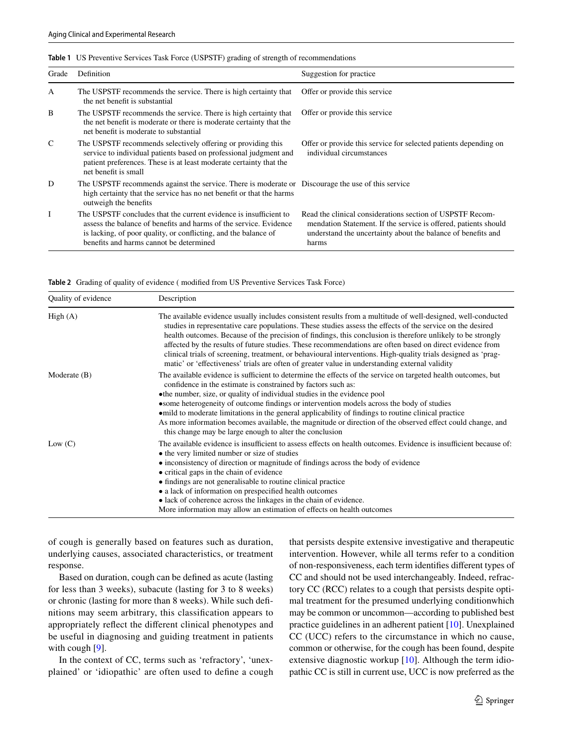**Table 1** US Preventive Services Task Force (USPSTF) grading of strength of recommendations

| Grade | Definition | Suggestion for practice |
|---|---|---|
| A | The USPSTF recommends the service. There is high certainty that the net benefit is substantial | Offer or provide this service |
| B | The USPSTF recommends the service. There is high certainty that the net benefit is moderate or there is moderate certainty that the net benefit is moderate to substantial | Offer or provide this service |
| C | The USPSTF recommends selectively offering or providing this service to individual patients based on professional judgment and patient preferences. These is at least moderate certainty that the net benefit is small | Offer or provide this service for selected patients depending on individual circumstances |
| D | The USPSTF recommends against the service. There is moderate or high certainty that the service has no net benefit or that the harms outweigh the benefits | Discourage the use of this service |
| I | The USPSTF concludes that the current evidence is insufficient to assess the balance of benefits and harms of the service. Evidence is lacking, of poor quality, or conflicting, and the balance of benefits and harms cannot be determined | Read the clinical considerations section of USPSTF Recommendation Statement. If the service is offered, patients should understand the uncertainty about the balance of benefits and harms |

**Table 2** Grading of quality of evidence ( modified from US Preventive Services Task Force)

| Quality of evidence | Description |
|---|---|
| High (A) | The available evidence usually includes consistent results from a multitude of well-designed, well-conducted studies in representative care populations. These studies assess the effects of the service on the desired health outcomes. Because of the precision of findings, this conclusion is therefore unlikely to be strongly affected by the results of future studies. These recommendations are often based on direct evidence from clinical trials of screening, treatment, or behavioural interventions. High-quality trials designed as 'pragmatic' or 'effectiveness' trials are often of greater value in understanding external validity |
| Moderate (B) | The available evidence is sufficient to determine the effects of the service on targeted health outcomes, but confidence in the estimate is constrained by factors such as:<br>• the number, size, or quality of individual studies in the evidence pool<br>• some heterogeneity of outcome findings or intervention models across the body of studies<br>• mild to moderate limitations in the general applicability of findings to routine clinical practice<br>As more information becomes available, the magnitude or direction of the observed effect could change, and this change may be large enough to alter the conclusion |
| Low (C) | The available evidence is insufficient to assess effects on health outcomes. Evidence is insufficient because of:<br>• the very limited number or size of studies<br>• inconsistency of direction or magnitude of findings across the body of evidence<br>• critical gaps in the chain of evidence<br>• findings are not generalisable to routine clinical practice<br>• a lack of information on prespecified health outcomes<br>• lack of coherence across the linkages in the chain of evidence.<br>More information may allow an estimation of effects on health outcomes |

of cough is generally based on features such as duration, underlying causes, associated characteristics, or treatment response.

Based on duration, cough can be defined as acute (lasting for less than 3 weeks), subacute (lasting for 3 to 8 weeks) or chronic (lasting for more than 8 weeks). While such definitions may seem arbitrary, this classification appears to appropriately reflect the different clinical phenotypes and be useful in diagnosing and guiding treatment in patients with cough [9].

In the context of CC, terms such as 'refractory', 'unexplained' or 'idiopathic' are often used to define a cough that persists despite extensive investigative and therapeutic intervention. However, while all terms refer to a condition of non-responsiveness, each term identifies different types of CC and should not be used interchangeably. Indeed, refractory CC (RCC) relates to a cough that persists despite optimal treatment for the presumed underlying conditionwhich may be common or uncommon—according to published best practice guidelines in an adherent patient [10]. Unexplained CC (UCC) refers to the circumstance in which no cause, common or otherwise, for the cough has been found, despite extensive diagnostic workup [10]. Although the term idiopathic CC is still in current use, UCC is now preferred as the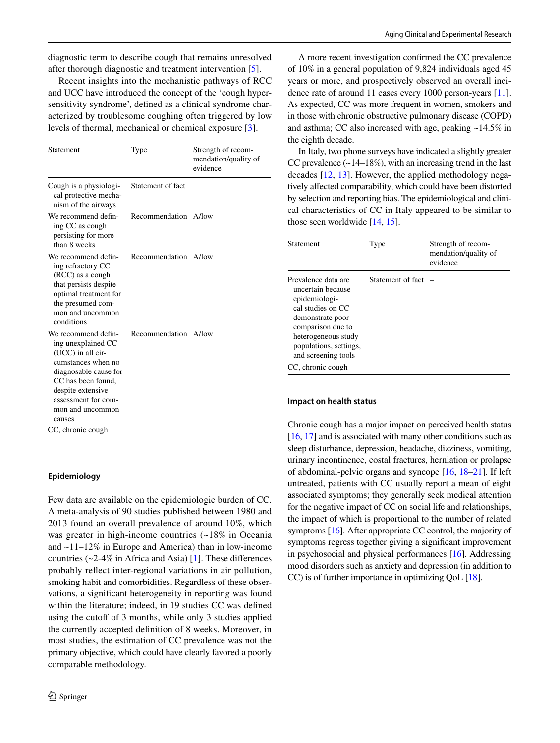diagnostic term to describe cough that remains unresolved after thorough diagnostic and treatment intervention [5].

Recent insights into the mechanistic pathways of RCC and UCC have introduced the concept of the 'cough hypersensitivity syndrome', defined as a clinical syndrome characterized by troublesome coughing often triggered by low levels of thermal, mechanical or chemical exposure [3].

| Statement | Type | Strength of recommendation/quality of evidence |
| --- | --- | --- |
| Cough is a physiological protective mechanism of the airways | Statement of fact | |
| We recommend defining CC as cough persisting for more than 8 weeks | Recommendation | A/low |
| We recommend defining refractory CC (RCC) as a cough that persists despite optimal treatment for the presumed common and uncommon conditions | Recommendation | A/low |
| We recommend defining unexplained CC (UCC) in all circumstances when no diagnosable cause for CC has been found, despite extensive assessment for common and uncommon causes | Recommendation | A/low |

CC, chronic cough

## Epidemiology

Few data are available on the epidemiologic burden of CC. A meta-analysis of 90 studies published between 1980 and 2013 found an overall prevalence of around 10%, which was greater in high-income countries (~18% in Oceania and ~11–12% in Europe and America) than in low-income countries (~2-4% in Africa and Asia) [1]. These differences probably reflect inter-regional variations in air pollution, smoking habit and comorbidities. Regardless of these observations, a significant heterogeneity in reporting was found within the literature; indeed, in 19 studies CC was defined using the cutoff of 3 months, while only 3 studies applied the currently accepted definition of 8 weeks. Moreover, in most studies, the estimation of CC prevalence was not the primary objective, which could have clearly favored a poorly comparable methodology.

A more recent investigation confirmed the CC prevalence of 10% in a general population of 9,824 individuals aged 45 years or more, and prospectively observed an overall incidence rate of around 11 cases every 1000 person-years [11]. As expected, CC was more frequent in women, smokers and in those with chronic obstructive pulmonary disease (COPD) and asthma; CC also increased with age, peaking ~14.5% in the eighth decade.

In Italy, two phone surveys have indicated a slightly greater CC prevalence (~14–18%), with an increasing trend in the last decades [12, 13]. However, the applied methodology negatively affected comparability, which could have been distorted by selection and reporting bias. The epidemiological and clinical characteristics of CC in Italy appeared to be similar to those seen worldwide [14, 15].

| Statement | Type | Strength of recommendation/quality of evidence |
| --- | --- | --- |
| Prevalence data are uncertain because epidemiological studies on CC demonstrate poor comparison due to heterogeneous study populations, settings, and screening tools | Statement of fact | – |

CC, chronic cough

## Impact on health status

Chronic cough has a major impact on perceived health status [16, 17] and is associated with many other conditions such as sleep disturbance, depression, headache, dizziness, vomiting, urinary incontinence, costal fractures, herniation or prolapse of abdominal-pelvic organs and syncope [16, 18–21]. If left untreated, patients with CC usually report a mean of eight associated symptoms; they generally seek medical attention for the negative impact of CC on social life and relationships, the impact of which is proportional to the number of related symptoms [16]. After appropriate CC control, the majority of symptoms regress together giving a significant improvement in psychosocial and physical performances [16]. Addressing mood disorders such as anxiety and depression (in addition to CC) is of further importance in optimizing QoL [18].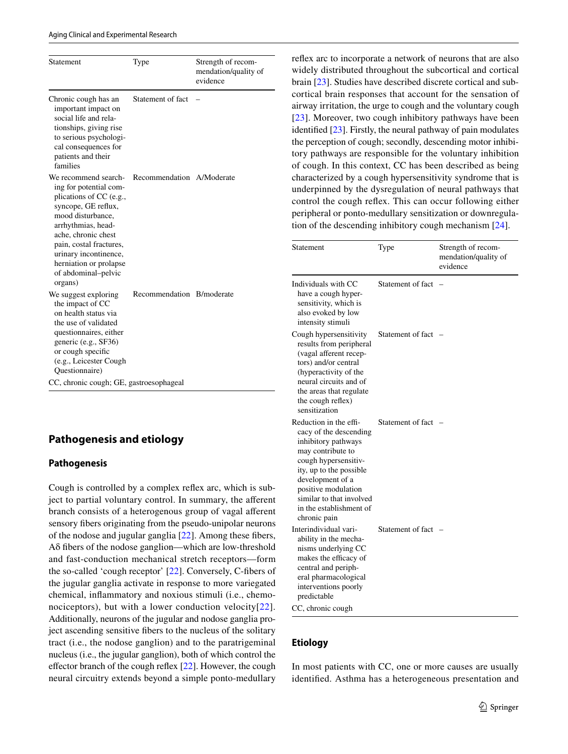| Statement | Type | Strength of recommendation/quality of evidence |
| --- | --- | --- |
| Chronic cough has an important impact on social life and relationships, giving rise to serious psychological consequences for patients and their families | Statement of fact | – |
| We recommend searching for potential complications of CC (e.g., syncope, GE reflux, mood disturbance, arrhythmias, headache, chronic chest pain, costal fractures, urinary incontinence, herniation or prolapse of abdominal–pelvic organs) | Recommendation | A/Moderate |
| We suggest exploring the impact of CC on health status via the use of validated questionnaires, either generic (e.g., SF36) or cough specific (e.g., Leicester Cough Questionnaire) | Recommendation | B/moderate |

CC, chronic cough; GE, gastroesophageal

## Pathogenesis and etiology

### Pathogenesis

Cough is controlled by a complex reflex arc, which is subject to partial voluntary control. In summary, the afferent branch consists of a heterogenous group of vagal afferent sensory fibers originating from the pseudo-unipolar neurons of the nodose and jugular ganglia [22]. Among these fibers, Aδ fibers of the nodose ganglion—which are low-threshold and fast-conduction mechanical stretch receptors—form the so-called 'cough receptor' [22]. Conversely, C-fibers of the jugular ganglia activate in response to more variegated chemical, inflammatory and noxious stimuli (i.e., chemonociceptors), but with a lower conduction velocity[22]. Additionally, neurons of the jugular and nodose ganglia project ascending sensitive fibers to the nucleus of the solitary tract (i.e., the nodose ganglion) and to the paratrigeminal nucleus (i.e., the jugular ganglion), both of which control the effector branch of the cough reflex [22]. However, the cough neural circuitry extends beyond a simple ponto-medullary reflex arc to incorporate a network of neurons that are also widely distributed throughout the subcortical and cortical brain [23]. Studies have described discrete cortical and subcortical brain responses that account for the sensation of airway irritation, the urge to cough and the voluntary cough [23]. Moreover, two cough inhibitory pathways have been identified [23]. Firstly, the neural pathway of pain modulates the perception of cough; secondly, descending motor inhibitory pathways are responsible for the voluntary inhibition of cough. In this context, CC has been described as being characterized by a cough hypersensitivity syndrome that is underpinned by the dysregulation of neural pathways that control the cough reflex. This can occur following either peripheral or ponto-medullary sensitization or downregulation of the descending inhibitory cough mechanism [24].

| Statement | Type | Strength of recommendation/quality of evidence |
| --- | --- | --- |
| Individuals with CC have a cough hypersensitivity, which is also evoked by low intensity stimuli | Statement of fact | – |
| Cough hypersensitivity results from peripheral (vagal afferent receptors) and/or central (hyperactivity of the neural circuits and of the areas that regulate the cough reflex) sensitization | Statement of fact | – |
| Reduction in the efficacy of the descending inhibitory pathways may contribute to cough hypersensitivity, up to the possible development of a positive modulation similar to that involved in the establishment of chronic pain | Statement of fact | – |
| Interindividual variability in the mechanisms underlying CC makes the efficacy of central and peripheral pharmacological interventions poorly predictable | Statement of fact | – |

CC, chronic cough

### Etiology

In most patients with CC, one or more causes are usually identified. Asthma has a heterogeneous presentation and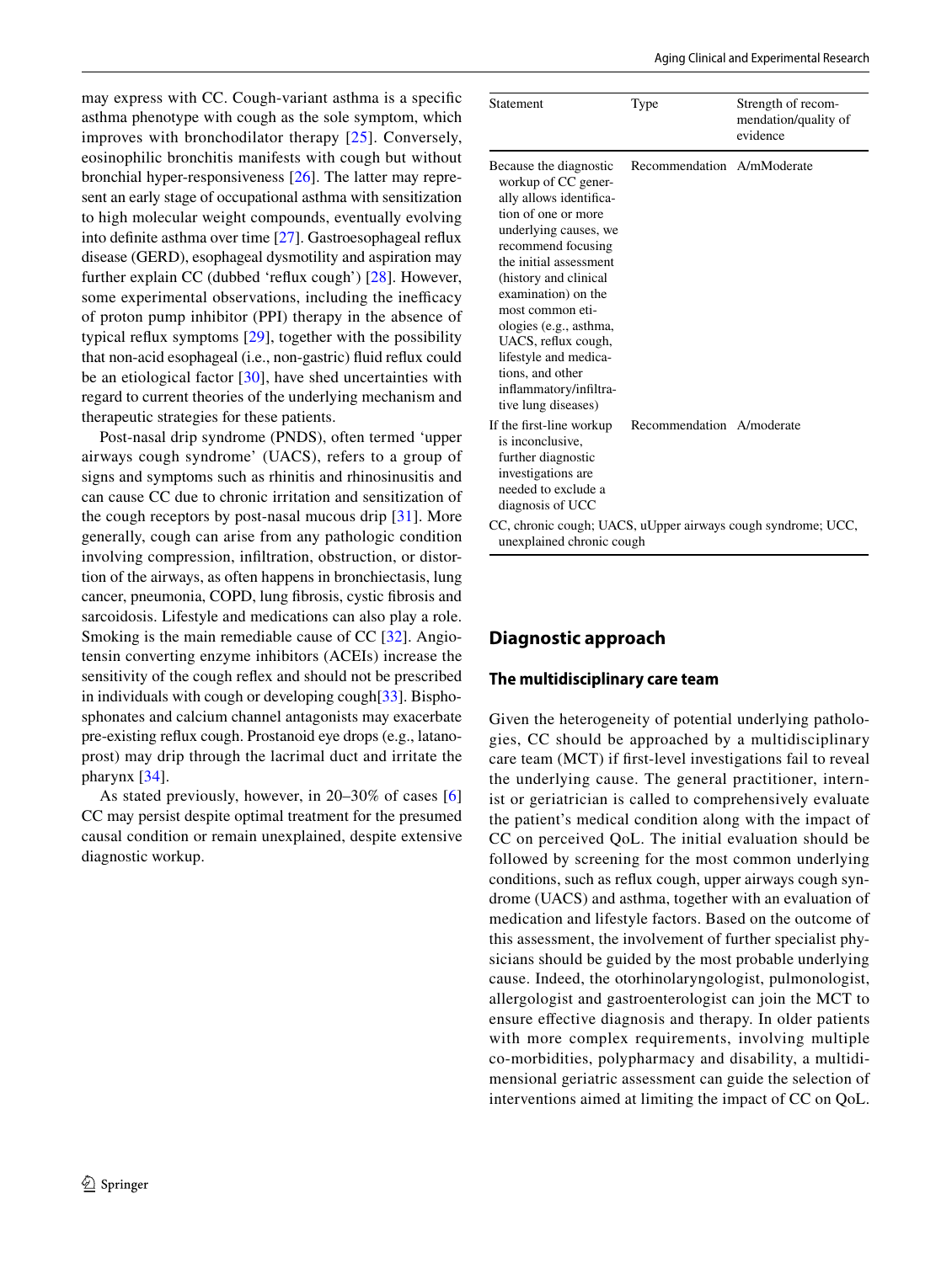may express with CC. Cough-variant asthma is a specific asthma phenotype with cough as the sole symptom, which improves with bronchodilator therapy [25]. Conversely, eosinophilic bronchitis manifests with cough but without bronchial hyper-responsiveness [26]. The latter may represent an early stage of occupational asthma with sensitization to high molecular weight compounds, eventually evolving into definite asthma over time [27]. Gastroesophageal reflux disease (GERD), esophageal dysmotility and aspiration may further explain CC (dubbed 'reflux cough') [28]. However, some experimental observations, including the inefficacy of proton pump inhibitor (PPI) therapy in the absence of typical reflux symptoms [29], together with the possibility that non-acid esophageal (i.e., non-gastric) fluid reflux could be an etiological factor [30], have shed uncertainties with regard to current theories of the underlying mechanism and therapeutic strategies for these patients.

Post-nasal drip syndrome (PNDS), often termed 'upper airways cough syndrome' (UACS), refers to a group of signs and symptoms such as rhinitis and rhinosinusitis and can cause CC due to chronic irritation and sensitization of the cough receptors by post-nasal mucous drip [31]. More generally, cough can arise from any pathologic condition involving compression, infiltration, obstruction, or distortion of the airways, as often happens in bronchiectasis, lung cancer, pneumonia, COPD, lung fibrosis, cystic fibrosis and sarcoidosis. Lifestyle and medications can also play a role. Smoking is the main remediable cause of CC [32]. Angiotensin converting enzyme inhibitors (ACEIs) increase the sensitivity of the cough reflex and should not be prescribed in individuals with cough or developing cough[33]. Bisphosphonates and calcium channel antagonists may exacerbate pre-existing reflux cough. Prostanoid eye drops (e.g., latanoprost) may drip through the lacrimal duct and irritate the pharynx [34].

As stated previously, however, in 20–30% of cases [6] CC may persist despite optimal treatment for the presumed causal condition or remain unexplained, despite extensive diagnostic workup.

| Statement | Type | Strength of recommendation/quality of evidence |
|---|---|---|
| Because the diagnostic workup of CC generally allows identification of one or more underlying causes, we recommend focusing the initial assessment (history and clinical examination) on the most common etiologies (e.g., asthma, UACS, reflux cough, lifestyle and medications, and other inflammatory/infiltrative lung diseases) | Recommendation | A/mModerate |
| If the first-line workup is inconclusive, further diagnostic investigations are needed to exclude a diagnosis of UCC | Recommendation | A/moderate |

CC, chronic cough; UACS, uUpper airways cough syndrome; UCC, unexplained chronic cough

## Diagnostic approach

### The multidisciplinary care team

Given the heterogeneity of potential underlying pathologies, CC should be approached by a multidisciplinary care team (MCT) if first-level investigations fail to reveal the underlying cause. The general practitioner, internist or geriatrician is called to comprehensively evaluate the patient's medical condition along with the impact of CC on perceived QoL. The initial evaluation should be followed by screening for the most common underlying conditions, such as reflux cough, upper airways cough syndrome (UACS) and asthma, together with an evaluation of medication and lifestyle factors. Based on the outcome of this assessment, the involvement of further specialist physicians should be guided by the most probable underlying cause. Indeed, the otorhinolaryngologist, pulmonologist, allergologist and gastroenterologist can join the MCT to ensure effective diagnosis and therapy. In older patients with more complex requirements, involving multiple co-morbidities, polypharmacy and disability, a multidimensional geriatric assessment can guide the selection of interventions aimed at limiting the impact of CC on QoL.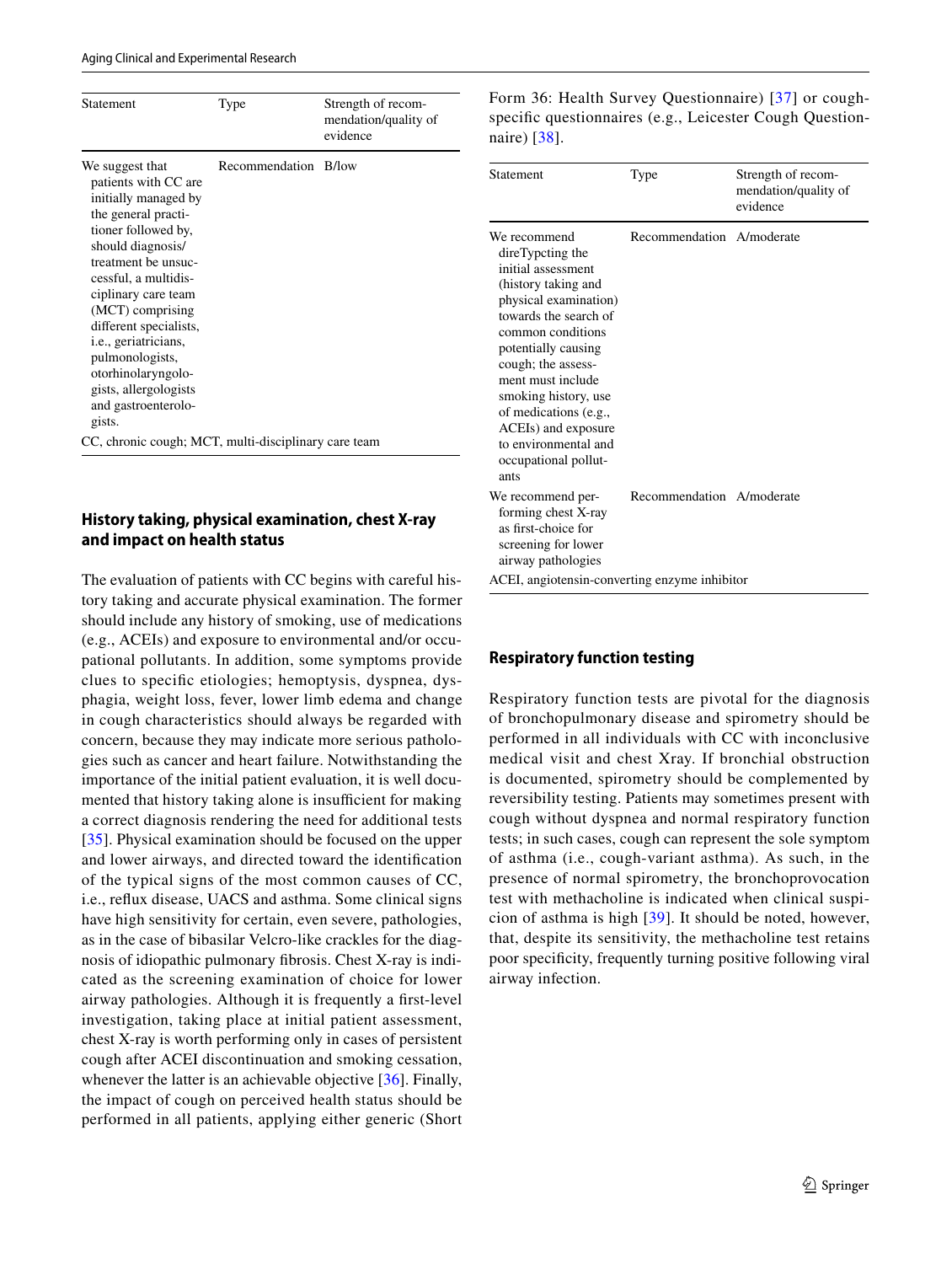| Statement | Type | Strength of recommendation/quality of evidence |
|---|---|---|
| We suggest that patients with CC are initially managed by the general practitioner followed by, should diagnosis/treatment be unsuccessful, a multidisciplinary care team (MCT) comprising different specialists, i.e., geriatricians, pulmonologists, otorhinolaryngologists, allergologists and gastroenterologists. | Recommendation | B/low |

CC, chronic cough; MCT, multi-disciplinary care team

## History taking, physical examination, chest X-ray and impact on health status

The evaluation of patients with CC begins with careful history taking and accurate physical examination. The former should include any history of smoking, use of medications (e.g., ACEIs) and exposure to environmental and/or occupational pollutants. In addition, some symptoms provide clues to specific etiologies; hemoptysis, dyspnea, dysphagia, weight loss, fever, lower limb edema and change in cough characteristics should always be regarded with concern, because they may indicate more serious pathologies such as cancer and heart failure. Notwithstanding the importance of the initial patient evaluation, it is well documented that history taking alone is insufficient for making a correct diagnosis rendering the need for additional tests [35]. Physical examination should be focused on the upper and lower airways, and directed toward the identification of the typical signs of the most common causes of CC, i.e., reflux disease, UACS and asthma. Some clinical signs have high sensitivity for certain, even severe, pathologies, as in the case of bibasilar Velcro-like crackles for the diagnosis of idiopathic pulmonary fibrosis. Chest X-ray is indicated as the screening examination of choice for lower airway pathologies. Although it is frequently a first-level investigation, taking place at initial patient assessment, chest X-ray is worth performing only in cases of persistent cough after ACEI discontinuation and smoking cessation, whenever the latter is an achievable objective [36]. Finally, the impact of cough on perceived health status should be performed in all patients, applying either generic (Short Form 36: Health Survey Questionnaire) [37] or cough-specific questionnaires (e.g., Leicester Cough Questionnaire) [38].

| Statement | Type | Strength of recommendation/quality of evidence |
|---|---|---|
| We recommend direTypcting the initial assessment (history taking and physical examination) towards the search of common conditions potentially causing cough; the assessment must include smoking history, use of medications (e.g., ACEIs) and exposure to environmental and occupational pollutants | Recommendation | A/moderate |
| We recommend performing chest X-ray as first-choice for screening for lower airway pathologies | Recommendation | A/moderate |

ACEI, angiotensin-converting enzyme inhibitor

## Respiratory function testing

Respiratory function tests are pivotal for the diagnosis of bronchopulmonary disease and spirometry should be performed in all individuals with CC with inconclusive medical visit and chest Xray. If bronchial obstruction is documented, spirometry should be complemented by reversibility testing. Patients may sometimes present with cough without dyspnea and normal respiratory function tests; in such cases, cough can represent the sole symptom of asthma (i.e., cough-variant asthma). As such, in the presence of normal spirometry, the bronchoprovocation test with methacholine is indicated when clinical suspicion of asthma is high [39]. It should be noted, however, that, despite its sensitivity, the methacholine test retains poor specificity, frequently turning positive following viral airway infection.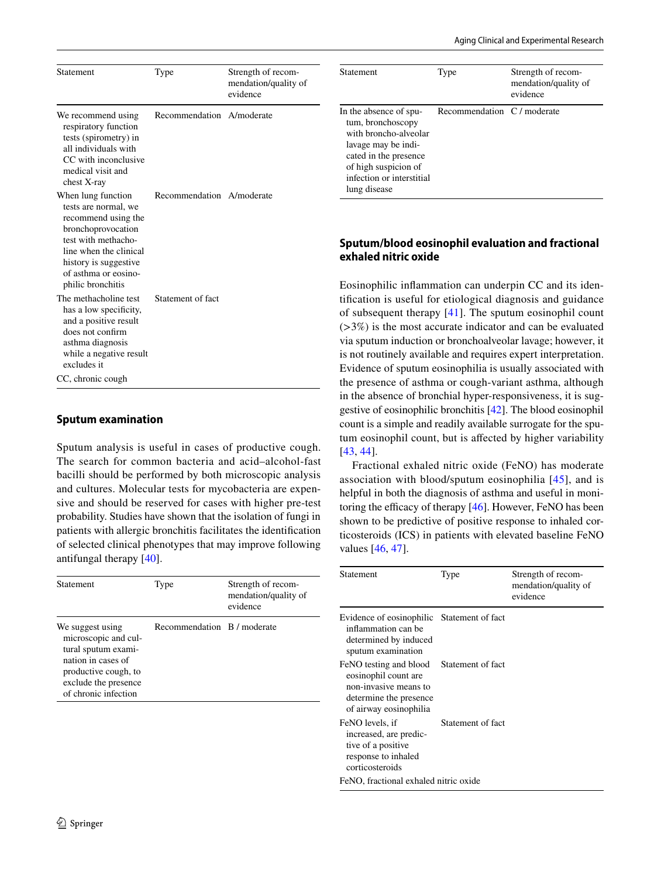| Statement | Type | Strength of recommendation/quality of evidence |
|---|---|---|
| We recommend using respiratory function tests (spirometry) in all individuals with CC with inconclusive medical visit and chest X-ray | Recommendation | A/moderate |
| When lung function tests are normal, we recommend using the bronchoprovocation test with methacholine when the clinical history is suggestive of asthma or eosinophilic bronchitis | Recommendation | A/moderate |
| The methacholine test has a low specificity, and a positive result does not confirm asthma diagnosis while a negative result excludes it | Statement of fact | |

CC, chronic cough

## Sputum examination

Sputum analysis is useful in cases of productive cough. The search for common bacteria and acid–alcohol-fast bacilli should be performed by both microscopic analysis and cultures. Molecular tests for mycobacteria are expensive and should be reserved for cases with higher pre-test probability. Studies have shown that the isolation of fungi in patients with allergic bronchitis facilitates the identification of selected clinical phenotypes that may improve following antifungal therapy [40].

| Statement | Type | Strength of recommendation/quality of evidence |
|---|---|---|
| We suggest using microscopic and cultural sputum examination in cases of productive cough, to exclude the presence of chronic infection | Recommendation | B / moderate |

| Statement | Type | Strength of recommendation/quality of evidence |
|---|---|---|
| In the absence of sputum, bronchoscopy with broncho-alveolar lavage may be indicated in the presence of high suspicion of infection or interstitial lung disease | Recommendation | C / moderate |

## Sputum/blood eosinophil evaluation and fractional exhaled nitric oxide

Eosinophilic inflammation can underpin CC and its identification is useful for etiological diagnosis and guidance of subsequent therapy [41]. The sputum eosinophil count (>3%) is the most accurate indicator and can be evaluated via sputum induction or bronchoalveolar lavage; however, it is not routinely available and requires expert interpretation. Evidence of sputum eosinophilia is usually associated with the presence of asthma or cough-variant asthma, although in the absence of bronchial hyper-responsiveness, it is suggestive of eosinophilic bronchitis [42]. The blood eosinophil count is a simple and readily available surrogate for the sputum eosinophil count, but is affected by higher variability [43, 44].

Fractional exhaled nitric oxide (FeNO) has moderate association with blood/sputum eosinophilia [45], and is helpful in both the diagnosis of asthma and useful in monitoring the efficacy of therapy [46]. However, FeNO has been shown to be predictive of positive response to inhaled corticosteroids (ICS) in patients with elevated baseline FeNO values [46, 47].

| Statement | Type | Strength of recommendation/quality of evidence |
|---|---|---|
| Evidence of eosinophilic inflammation can be determined by induced sputum examination | Statement of fact | |
| FeNO testing and blood eosinophil count are non-invasive means to determine the presence of airway eosinophilia | Statement of fact | |
| FeNO levels, if increased, are predictive of a positive response to inhaled corticosteroids | Statement of fact | |

FeNO, fractional exhaled nitric oxide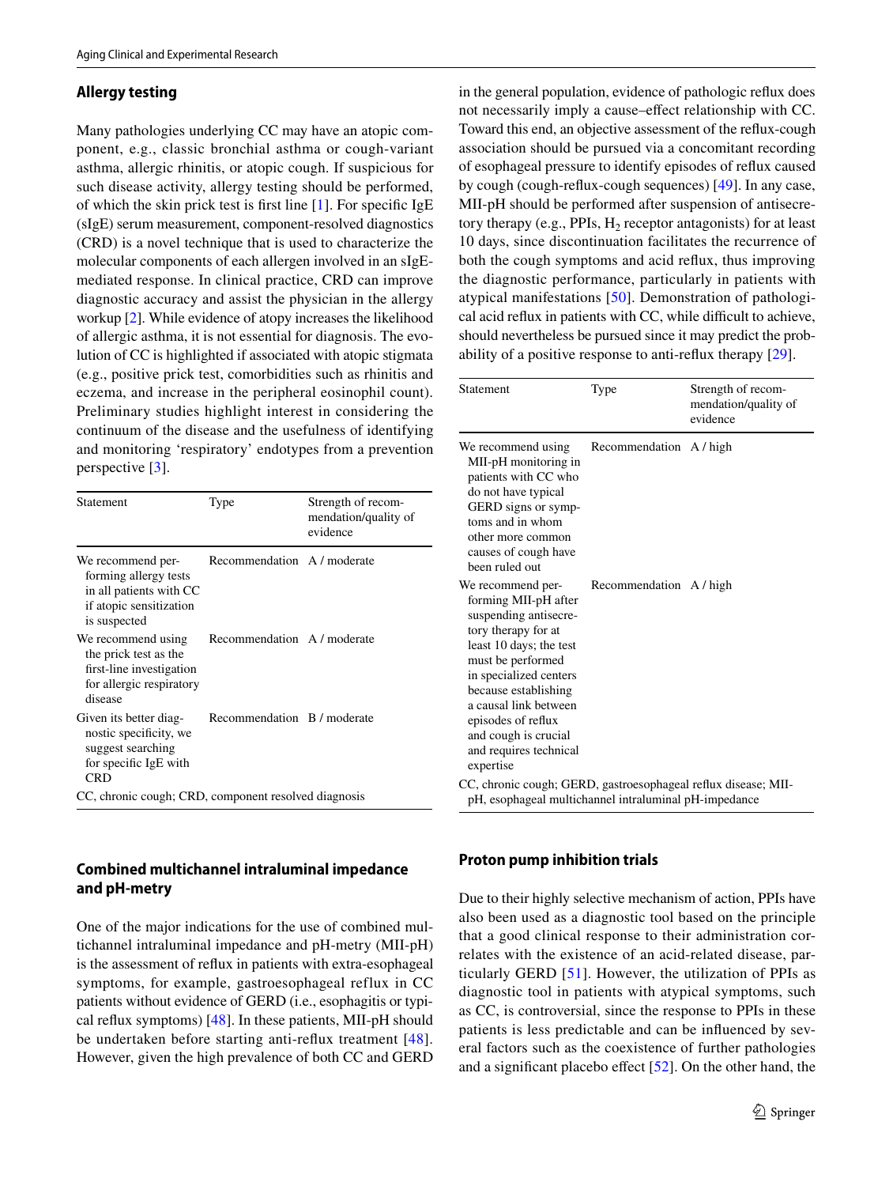## Allergy testing

Many pathologies underlying CC may have an atopic component, e.g., classic bronchial asthma or cough-variant asthma, allergic rhinitis, or atopic cough. If suspicious for such disease activity, allergy testing should be performed, of which the skin prick test is first line [1]. For specific IgE (sIgE) serum measurement, component-resolved diagnostics (CRD) is a novel technique that is used to characterize the molecular components of each allergen involved in an sIgE-mediated response. In clinical practice, CRD can improve diagnostic accuracy and assist the physician in the allergy workup [2]. While evidence of atopy increases the likelihood of allergic asthma, it is not essential for diagnosis. The evolution of CC is highlighted if associated with atopic stigmata (e.g., positive prick test, comorbidities such as rhinitis and eczema, and increase in the peripheral eosinophil count). Preliminary studies highlight interest in considering the continuum of the disease and the usefulness of identifying and monitoring 'respiratory' endotypes from a prevention perspective [3].

| Statement | Type | Strength of recommendation/quality of evidence |
|---|---|---|
| We recommend performing allergy tests in all patients with CC if atopic sensitization is suspected | Recommendation | A / moderate |
| We recommend using the prick test as the first-line investigation for allergic respiratory disease | Recommendation | A / moderate |
| Given its better diagnostic specificity, we suggest searching for specific IgE with CRD | Recommendation | B / moderate |

CC, chronic cough; CRD, component resolved diagnosis

## Combined multichannel intraluminal impedance and pH-metry

One of the major indications for the use of combined multichannel intraluminal impedance and pH-metry (MII-pH) is the assessment of reflux in patients with extra-esophageal symptoms, for example, gastroesophageal reflux in CC patients without evidence of GERD (i.e., esophagitis or typical reflux symptoms) [48]. In these patients, MII-pH should be undertaken before starting anti-reflux treatment [48]. However, given the high prevalence of both CC and GERD in the general population, evidence of pathologic reflux does not necessarily imply a cause–effect relationship with CC. Toward this end, an objective assessment of the reflux-cough association should be pursued via a concomitant recording of esophageal pressure to identify episodes of reflux caused by cough (cough-reflux-cough sequences) [49]. In any case, MII-pH should be performed after suspension of antisecretory therapy (e.g., PPIs, $H_2$ receptor antagonists) for at least 10 days, since discontinuation facilitates the recurrence of both the cough symptoms and acid reflux, thus improving the diagnostic performance, particularly in patients with atypical manifestations [50]. Demonstration of pathological acid reflux in patients with CC, while difficult to achieve, should nevertheless be pursued since it may predict the probability of a positive response to anti-reflux therapy [29].

| Statement | Type | Strength of recommendation/quality of evidence |
|---|---|---|
| We recommend using MII-pH monitoring in patients with CC who do not have typical GERD signs or symptoms and in whom other more common causes of cough have been ruled out | Recommendation | A / high |
| We recommend performing MII-pH after suspending antisecretory therapy for at least 10 days; the test must be performed in specialized centers because establishing a causal link between episodes of reflux and cough is crucial and requires technical expertise | Recommendation | A / high |

CC, chronic cough; GERD, gastroesophageal reflux disease; MII-pH, esophageal multichannel intraluminal pH-impedance

## Proton pump inhibition trials

Due to their highly selective mechanism of action, PPIs have also been used as a diagnostic tool based on the principle that a good clinical response to their administration correlates with the existence of an acid-related disease, particularly GERD [51]. However, the utilization of PPIs as diagnostic tool in patients with atypical symptoms, such as CC, is controversial, since the response to PPIs in these patients is less predictable and can be influenced by several factors such as the coexistence of further pathologies and a significant placebo effect [52]. On the other hand, the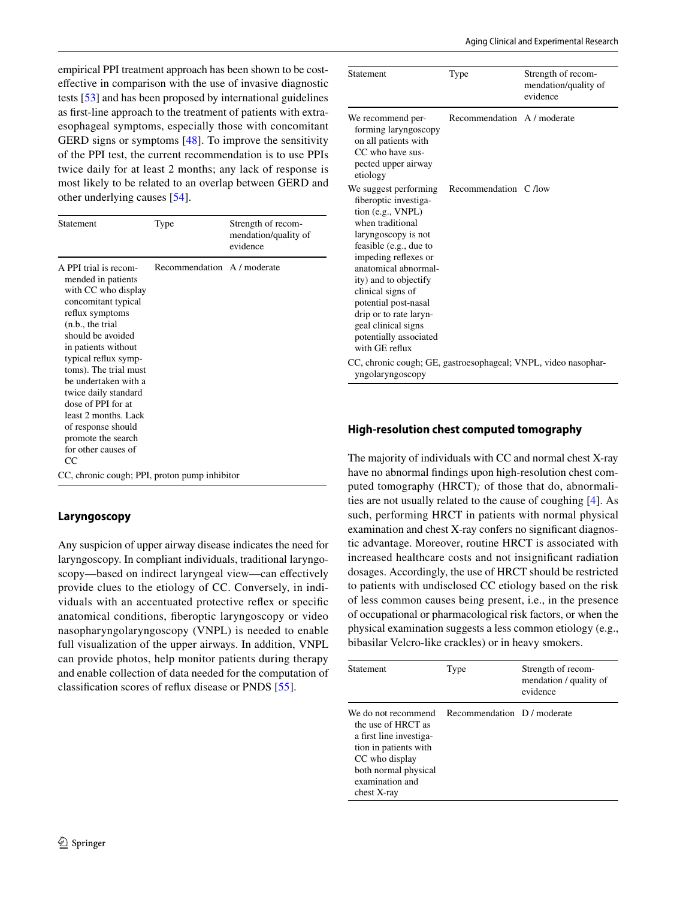empirical PPI treatment approach has been shown to be cost-effective in comparison with the use of invasive diagnostic tests [53] and has been proposed by international guidelines as first-line approach to the treatment of patients with extra-esophageal symptoms, especially those with concomitant GERD signs or symptoms [48]. To improve the sensitivity of the PPI test, the current recommendation is to use PPIs twice daily for at least 2 months; any lack of response is most likely to be related to an overlap between GERD and other underlying causes [54].

| Statement | Type | Strength of recommendation/quality of evidence |
|---|---|---|
| A PPI trial is recommended in patients with CC who display concomitant typical reflux symptoms (n.b., the trial should be avoided in patients without typical reflux symptoms). The trial must be undertaken with a twice daily standard dose of PPI for at least 2 months. Lack of response should promote the search for other causes of CC | Recommendation | A / moderate |

CC, chronic cough; PPI, proton pump inhibitor

## Laryngoscopy

Any suspicion of upper airway disease indicates the need for laryngoscopy. In compliant individuals, traditional laryngoscopy—based on indirect laryngeal view—can effectively provide clues to the etiology of CC. Conversely, in individuals with an accentuated protective reflex or specific anatomical conditions, fiberoptic laryngoscopy or video nasopharyngolaryngoscopy (VNPL) is needed to enable full visualization of the upper airways. In addition, VNPL can provide photos, help monitor patients during therapy and enable collection of data needed for the computation of classification scores of reflux disease or PNDS [55].

| Statement | Type | Strength of recommendation/quality of evidence |
|---|---|---|
| We recommend performing laryngoscopy on all patients with CC who have suspected upper airway etiology | Recommendation | A / moderate |
| We suggest performing fiberoptic investigation (e.g., VNPL) when traditional laryngoscopy is not feasible (e.g., due to impeding reflexes or anatomical abnormality) and to objectify clinical signs of potential post-nasal drip or to rate laryngeal clinical signs potentially associated with GE reflux | Recommendation | C /low |

CC, chronic cough; GE, gastroesophageal; VNPL, video nasopharyngolaryngoscopy

## High-resolution chest computed tomography

The majority of individuals with CC and normal chest X-ray have no abnormal findings upon high-resolution chest computed tomography (HRCT)*;* of those that do, abnormalities are not usually related to the cause of coughing [4]. As such, performing HRCT in patients with normal physical examination and chest X-ray confers no significant diagnostic advantage. Moreover, routine HRCT is associated with increased healthcare costs and not insignificant radiation dosages. Accordingly, the use of HRCT should be restricted to patients with undisclosed CC etiology based on the risk of less common causes being present, i.e., in the presence of occupational or pharmacological risk factors, or when the physical examination suggests a less common etiology (e.g., bibasilar Velcro-like crackles) or in heavy smokers.

| Statement | Type | Strength of recommendation / quality of evidence |
|---|---|---|
| We do not recommend the use of HRCT as a first line investigation in patients with CC who display both normal physical examination and chest X-ray | Recommendation | D / moderate |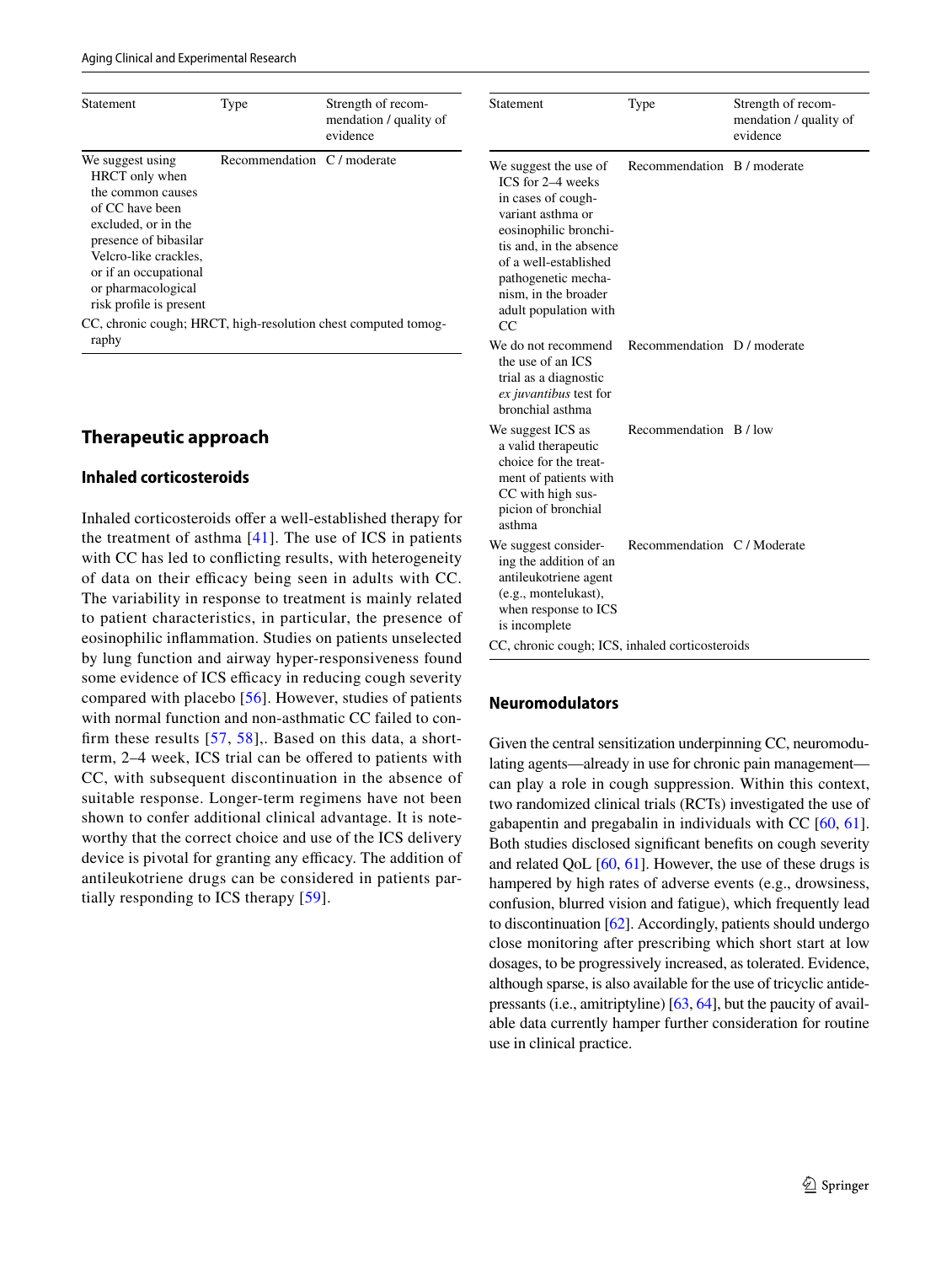| Statement | Type | Strength of recommendation / quality of evidence |
|---|---|---|
| We suggest using HRCT only when the common causes of CC have been excluded, or in the presence of bibasilar Velcro-like crackles, or if an occupational or pharmacological risk profile is present | Recommendation | C / moderate |

CC, chronic cough; HRCT, high-resolution chest computed tomography

## Therapeutic approach

### Inhaled corticosteroids

Inhaled corticosteroids offer a well-established therapy for the treatment of asthma [41]. The use of ICS in patients with CC has led to conflicting results, with heterogeneity of data on their efficacy being seen in adults with CC. The variability in response to treatment is mainly related to patient characteristics, in particular, the presence of eosinophilic inflammation. Studies on patients unselected by lung function and airway hyper-responsiveness found some evidence of ICS efficacy in reducing cough severity compared with placebo [56]. However, studies of patients with normal function and non-asthmatic CC failed to confirm these results [57, 58],. Based on this data, a short-term, 2–4 week, ICS trial can be offered to patients with CC, with subsequent discontinuation in the absence of suitable response. Longer-term regimens have not been shown to confer additional clinical advantage. It is noteworthy that the correct choice and use of the ICS delivery device is pivotal for granting any efficacy. The addition of antileukotriene drugs can be considered in patients partially responding to ICS therapy [59].

| Statement | Type | Strength of recommendation / quality of evidence |
|---|---|---|
| We suggest the use of ICS for 2–4 weeks in cases of cough-variant asthma or eosinophilic bronchitis and, in the absence of a well-established pathogenetic mechanism, in the broader adult population with CC | Recommendation | B / moderate |
| We do not recommend the use of an ICS trial as a diagnostic *ex juvantibus* test for bronchial asthma | Recommendation | D / moderate |
| We suggest ICS as a valid therapeutic choice for the treatment of patients with CC with high suspicion of bronchial asthma | Recommendation | B / low |
| We suggest considering the addition of an antileukotriene agent (e.g., montelukast), when response to ICS is incomplete | Recommendation | C / Moderate |

CC, chronic cough; ICS, inhaled corticosteroids

### Neuromodulators

Given the central sensitization underpinning CC, neuromodulating agents—already in use for chronic pain management—can play a role in cough suppression. Within this context, two randomized clinical trials (RCTs) investigated the use of gabapentin and pregabalin in individuals with CC [60, 61]. Both studies disclosed significant benefits on cough severity and related QoL [60, 61]. However, the use of these drugs is hampered by high rates of adverse events (e.g., drowsiness, confusion, blurred vision and fatigue), which frequently lead to discontinuation [62]. Accordingly, patients should undergo close monitoring after prescribing which short start at low dosages, to be progressively increased, as tolerated. Evidence, although sparse, is also available for the use of tricyclic antidepressants (i.e., amitriptyline) [63, 64], but the paucity of available data currently hamper further consideration for routine use in clinical practice.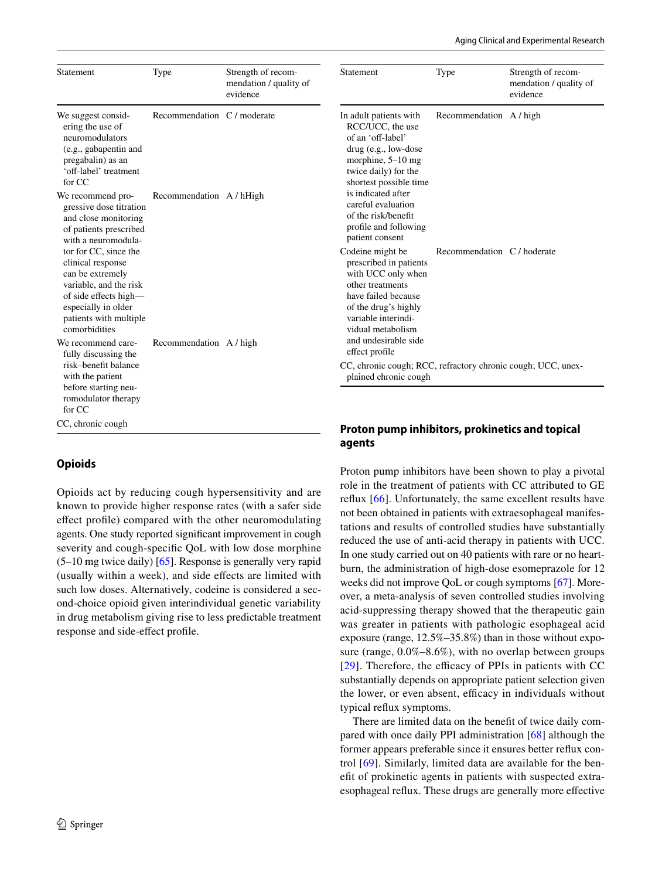| Statement | Type | Strength of recommendation / quality of evidence |
|---|---|---|
| We suggest considering the use of neuromodulators (e.g., gabapentin and pregabalin) as an 'off-label' treatment for CC | Recommendation | C / moderate |
| We recommend progressive dose titration and close monitoring of patients prescribed with a neuromodulator for CC, since the clinical response can be extremely variable, and the risk of side effects high—especially in older patients with multiple comorbidities | Recommendation | A / hHigh |
| We recommend carefully discussing the risk–benefit balance with the patient before starting neuromodulator therapy for CC | Recommendation | A / high |

CC, chronic cough

## Opioids

Opioids act by reducing cough hypersensitivity and are known to provide higher response rates (with a safer side effect profile) compared with the other neuromodulating agents. One study reported significant improvement in cough severity and cough-specific QoL with low dose morphine (5–10 mg twice daily) [65]. Response is generally very rapid (usually within a week), and side effects are limited with such low doses. Alternatively, codeine is considered a second-choice opioid given interindividual genetic variability in drug metabolism giving rise to less predictable treatment response and side-effect profile.

| Statement | Type | Strength of recommendation / quality of evidence |
|---|---|---|
| In adult patients with RCC/UCC, the use of an 'off-label' drug (e.g., low-dose morphine, 5–10 mg twice daily) for the shortest possible time is indicated after careful evaluation of the risk/benefit profile and following patient consent | Recommendation | A / high |
| Codeine might be prescribed in patients with UCC only when other treatments have failed because of the drug's highly variable interindividual metabolism and undesirable side effect profile | Recommendation | C / hoderate |

CC, chronic cough; RCC, refractory chronic cough; UCC, unexplained chronic cough

## Proton pump inhibitors, prokinetics and topical agents

Proton pump inhibitors have been shown to play a pivotal role in the treatment of patients with CC attributed to GE reflux [66]. Unfortunately, the same excellent results have not been obtained in patients with extraesophageal manifestations and results of controlled studies have substantially reduced the use of anti-acid therapy in patients with UCC. In one study carried out on 40 patients with rare or no heartburn, the administration of high-dose esomeprazole for 12 weeks did not improve QoL or cough symptoms [67]. Moreover, a meta-analysis of seven controlled studies involving acid-suppressing therapy showed that the therapeutic gain was greater in patients with pathologic esophageal acid exposure (range, 12.5%–35.8%) than in those without exposure (range, 0.0%–8.6%), with no overlap between groups [29]. Therefore, the efficacy of PPIs in patients with CC substantially depends on appropriate patient selection given the lower, or even absent, efficacy in individuals without typical reflux symptoms.

There are limited data on the benefit of twice daily compared with once daily PPI administration [68] although the former appears preferable since it ensures better reflux control [69]. Similarly, limited data are available for the benefit of prokinetic agents in patients with suspected extraesophageal reflux. These drugs are generally more effective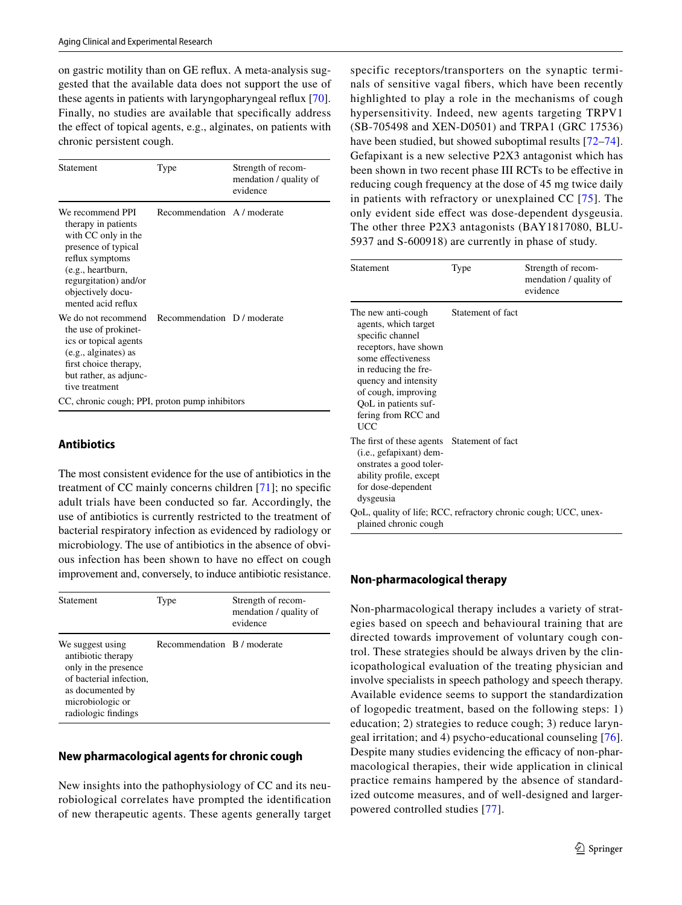on gastric motility than on GE reflux. A meta-analysis suggested that the available data does not support the use of these agents in patients with laryngopharyngeal reflux [70]. Finally, no studies are available that specifically address the effect of topical agents, e.g., alginates, on patients with chronic persistent cough.

| Statement | Type | Strength of recommendation / quality of evidence |
|---|---|---|
| We recommend PPI therapy in patients with CC only in the presence of typical reflux symptoms (e.g., heartburn, regurgitation) and/or objectively documented acid reflux | Recommendation | A / moderate |
| We do not recommend the use of prokinetics or topical agents (e.g., alginates) as first choice therapy, but rather, as adjunctive treatment | Recommendation | D / moderate |

CC, chronic cough; PPI, proton pump inhibitors

### Antibiotics

The most consistent evidence for the use of antibiotics in the treatment of CC mainly concerns children [71]; no specific adult trials have been conducted so far. Accordingly, the use of antibiotics is currently restricted to the treatment of bacterial respiratory infection as evidenced by radiology or microbiology. The use of antibiotics in the absence of obvious infection has been shown to have no effect on cough improvement and, conversely, to induce antibiotic resistance.

| Statement | Type | Strength of recommendation / quality of evidence |
|---|---|---|
| We suggest using antibiotic therapy only in the presence of bacterial infection, as documented by microbiologic or radiologic findings | Recommendation | B / moderate |

### New pharmacological agents for chronic cough

New insights into the pathophysiology of CC and its neurobiological correlates have prompted the identification of new therapeutic agents. These agents generally target specific receptors/transporters on the synaptic terminals of sensitive vagal fibers, which have been recently highlighted to play a role in the mechanisms of cough hypersensitivity. Indeed, new agents targeting TRPV1 (SB-705498 and XEN-D0501) and TRPA1 (GRC 17536) have been studied, but showed suboptimal results [72–74]. Gefapixant is a new selective P2X3 antagonist which has been shown in two recent phase III RCTs to be effective in reducing cough frequency at the dose of 45 mg twice daily in patients with refractory or unexplained CC [75]. The only evident side effect was dose-dependent dysgeusia. The other three P2X3 antagonists (BAY1817080, BLU-5937 and S-600918) are currently in phase of study.

| Statement | Type | Strength of recommendation / quality of evidence |
|---|---|---|
| The new anti-cough agents, which target specific channel receptors, have shown some effectiveness in reducing the frequency and intensity of cough, improving QoL in patients suffering from RCC and UCC | Statement of fact | |
| The first of these agents (i.e., gefapixant) demonstrates a good tolerability profile, except for dose-dependent dysgeusia | Statement of fact | |

QoL, quality of life; RCC, refractory chronic cough; UCC, unexplained chronic cough

### Non-pharmacological therapy

Non-pharmacological therapy includes a variety of strategies based on speech and behavioural training that are directed towards improvement of voluntary cough control. These strategies should be always driven by the clinicopathological evaluation of the treating physician and involve specialists in speech pathology and speech therapy. Available evidence seems to support the standardization of logopedic treatment, based on the following steps: 1) education; 2) strategies to reduce cough; 3) reduce laryngeal irritation; and 4) psycho-educational counseling [76]. Despite many studies evidencing the efficacy of non-pharmacological therapies, their wide application in clinical practice remains hampered by the absence of standardized outcome measures, and of well-designed and larger-powered controlled studies [77].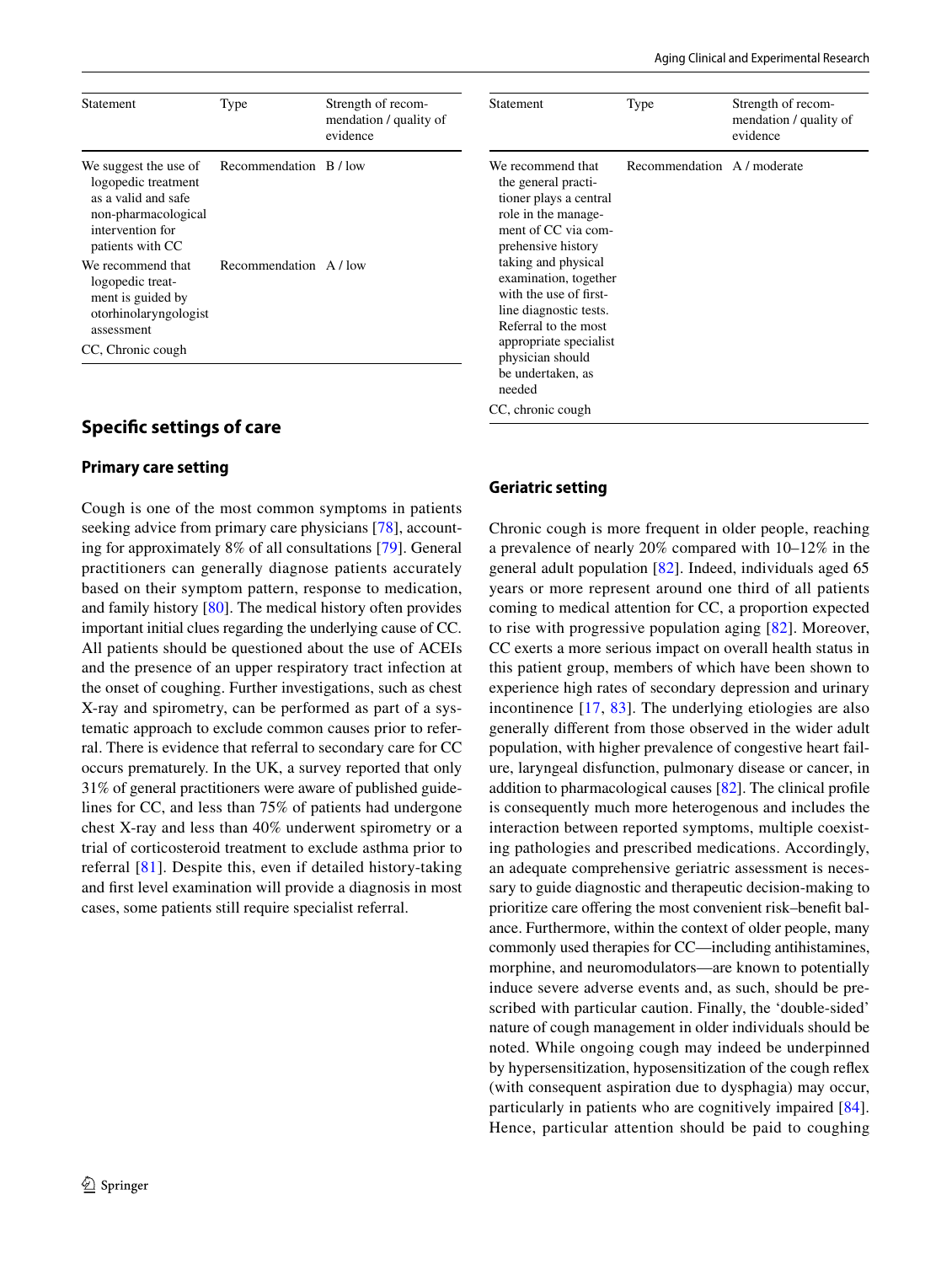| Statement | Type | Strength of recommendation / quality of evidence |
|---|---|---|
| We suggest the use of logopedic treatment as a valid and safe non-pharmacological intervention for patients with CC | Recommendation | B / low |
| We recommend that logopedic treatment is guided by otorhinolaryngologist assessment | Recommendation | A / low |

CC, Chronic cough

## Specific settings of care

### Primary care setting

Cough is one of the most common symptoms in patients seeking advice from primary care physicians [78], accounting for approximately 8% of all consultations [79]. General practitioners can generally diagnose patients accurately based on their symptom pattern, response to medication, and family history [80]. The medical history often provides important initial clues regarding the underlying cause of CC. All patients should be questioned about the use of ACEIs and the presence of an upper respiratory tract infection at the onset of coughing. Further investigations, such as chest X-ray and spirometry, can be performed as part of a systematic approach to exclude common causes prior to referral. There is evidence that referral to secondary care for CC occurs prematurely. In the UK, a survey reported that only 31% of general practitioners were aware of published guidelines for CC, and less than 75% of patients had undergone chest X-ray and less than 40% underwent spirometry or a trial of corticosteroid treatment to exclude asthma prior to referral [81]. Despite this, even if detailed history-taking and first level examination will provide a diagnosis in most cases, some patients still require specialist referral.

| Statement | Type | Strength of recommendation / quality of evidence |
|---|---|---|
| We recommend that the general practitioner plays a central role in the management of CC via comprehensive history taking and physical examination, together with the use of first-line diagnostic tests. Referral to the most appropriate specialist physician should be undertaken, as needed | Recommendation | A / moderate |

CC, chronic cough

### Geriatric setting

Chronic cough is more frequent in older people, reaching a prevalence of nearly 20% compared with 10–12% in the general adult population [82]. Indeed, individuals aged 65 years or more represent around one third of all patients coming to medical attention for CC, a proportion expected to rise with progressive population aging [82]. Moreover, CC exerts a more serious impact on overall health status in this patient group, members of which have been shown to experience high rates of secondary depression and urinary incontinence [17, 83]. The underlying etiologies are also generally different from those observed in the wider adult population, with higher prevalence of congestive heart failure, laryngeal disfunction, pulmonary disease or cancer, in addition to pharmacological causes [82]. The clinical profile is consequently much more heterogenous and includes the interaction between reported symptoms, multiple coexisting pathologies and prescribed medications. Accordingly, an adequate comprehensive geriatric assessment is necessary to guide diagnostic and therapeutic decision-making to prioritize care offering the most convenient risk–benefit balance. Furthermore, within the context of older people, many commonly used therapies for CC—including antihistamines, morphine, and neuromodulators—are known to potentially induce severe adverse events and, as such, should be prescribed with particular caution. Finally, the 'double-sided' nature of cough management in older individuals should be noted. While ongoing cough may indeed be underpinned by hypersensitization, hyposensitization of the cough reflex (with consequent aspiration due to dysphagia) may occur, particularly in patients who are cognitively impaired [84]. Hence, particular attention should be paid to coughing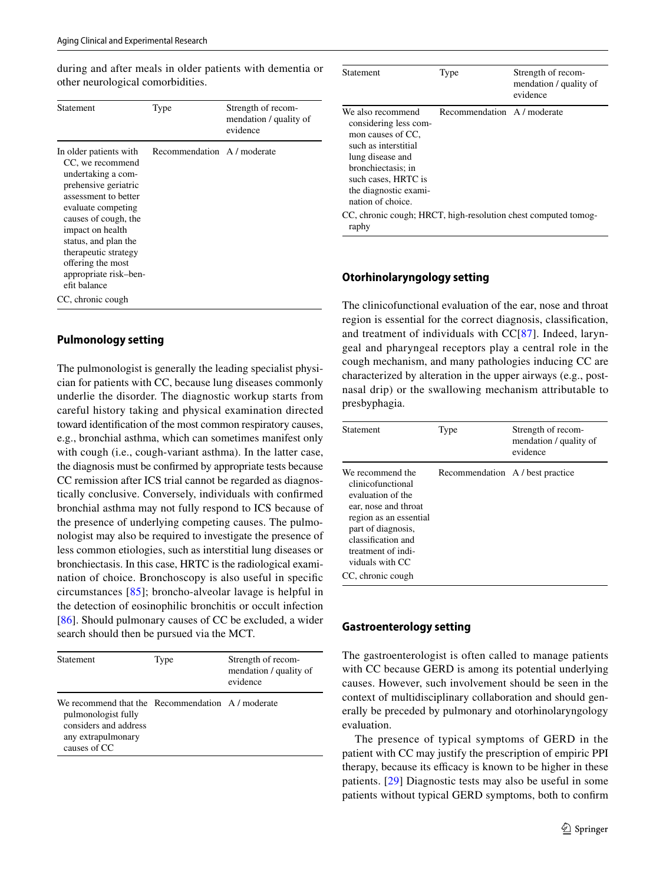during and after meals in older patients with dementia or other neurological comorbidities.

| Statement | Type | Strength of recommendation / quality of evidence |
|---|---|---|
| In older patients with CC, we recommend undertaking a comprehensive geriatric assessment to better evaluate competing causes of cough, the impact on health status, and plan the therapeutic strategy offering the most appropriate risk–benefit balance | Recommendation | A / moderate |

CC, chronic cough

## Pulmonology setting

The pulmonologist is generally the leading specialist physician for patients with CC, because lung diseases commonly underlie the disorder. The diagnostic workup starts from careful history taking and physical examination directed toward identification of the most common respiratory causes, e.g., bronchial asthma, which can sometimes manifest only with cough (i.e., cough-variant asthma). In the latter case, the diagnosis must be confirmed by appropriate tests because CC remission after ICS trial cannot be regarded as diagnostically conclusive. Conversely, individuals with confirmed bronchial asthma may not fully respond to ICS because of the presence of underlying competing causes. The pulmonologist may also be required to investigate the presence of less common etiologies, such as interstitial lung diseases or bronchiectasis. In this case, HRTC is the radiological examination of choice. Bronchoscopy is also useful in specific circumstances [85]; broncho-alveolar lavage is helpful in the detection of eosinophilic bronchitis or occult infection [86]. Should pulmonary causes of CC be excluded, a wider search should then be pursued via the MCT.

| Statement | Type | Strength of recommendation / quality of evidence |
|---|---|---|
| We recommend that the pulmonologist fully considers and address any extrapulmonary causes of CC | Recommendation | A / moderate |

| Statement | Type | Strength of recommendation / quality of evidence |
|---|---|---|
| We also recommend considering less common causes of CC, such as interstitial lung disease and bronchiectasis; in such cases, HRTC is the diagnostic examination of choice. | Recommendation | A / moderate |

CC, chronic cough; HRCT, high-resolution chest computed tomography

## Otorhinolaryngology setting

The clinicofunctional evaluation of the ear, nose and throat region is essential for the correct diagnosis, classification, and treatment of individuals with CC[87]. Indeed, laryngeal and pharyngeal receptors play a central role in the cough mechanism, and many pathologies inducing CC are characterized by alteration in the upper airways (e.g., postnasal drip) or the swallowing mechanism attributable to presbyphagia.

| Statement | Type | Strength of recommendation / quality of evidence |
|---|---|---|
| We recommend the clinicofunctional evaluation of the ear, nose and throat region as an essential part of diagnosis, classification and treatment of individuals with CC | Recommendation | A / best practice |

CC, chronic cough

## Gastroenterology setting

The gastroenterologist is often called to manage patients with CC because GERD is among its potential underlying causes. However, such involvement should be seen in the context of multidisciplinary collaboration and should generally be preceded by pulmonary and otorhinolaryngology evaluation.

The presence of typical symptoms of GERD in the patient with CC may justify the prescription of empiric PPI therapy, because its efficacy is known to be higher in these patients. [29] Diagnostic tests may also be useful in some patients without typical GERD symptoms, both to confirm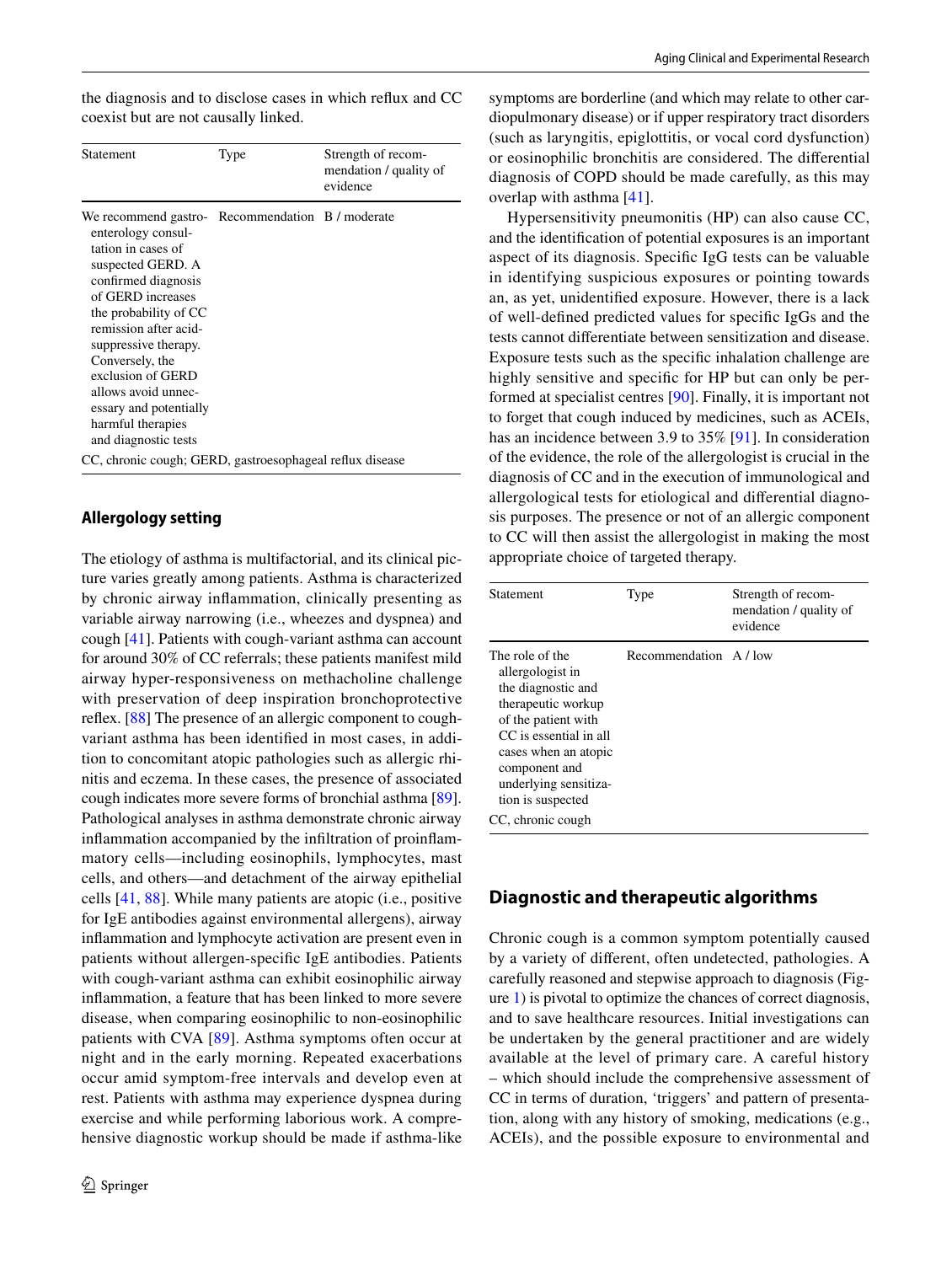the diagnosis and to disclose cases in which reflux and CC coexist but are not causally linked.

| Statement | Type | Strength of recommendation / quality of evidence |
|---|---|---|
| We recommend gastroenterology consultation in cases of suspected GERD. A confirmed diagnosis of GERD increases the probability of CC remission after acid-suppressive therapy. Conversely, the exclusion of GERD allows avoid unnecessary and potentially harmful therapies and diagnostic tests | Recommendation | B / moderate |

CC, chronic cough; GERD, gastroesophageal reflux disease

## Allergology setting

The etiology of asthma is multifactorial, and its clinical picture varies greatly among patients. Asthma is characterized by chronic airway inflammation, clinically presenting as variable airway narrowing (i.e., wheezes and dyspnea) and cough [41]. Patients with cough-variant asthma can account for around 30% of CC referrals; these patients manifest mild airway hyper-responsiveness on methacholine challenge with preservation of deep inspiration bronchoprotective reflex. [88] The presence of an allergic component to cough-variant asthma has been identified in most cases, in addition to concomitant atopic pathologies such as allergic rhinitis and eczema. In these cases, the presence of associated cough indicates more severe forms of bronchial asthma [89]. Pathological analyses in asthma demonstrate chronic airway inflammation accompanied by the infiltration of proinflammatory cells—including eosinophils, lymphocytes, mast cells, and others—and detachment of the airway epithelial cells [41, 88]. While many patients are atopic (i.e., positive for IgE antibodies against environmental allergens), airway inflammation and lymphocyte activation are present even in patients without allergen-specific IgE antibodies. Patients with cough-variant asthma can exhibit eosinophilic airway inflammation, a feature that has been linked to more severe disease, when comparing eosinophilic to non-eosinophilic patients with CVA [89]. Asthma symptoms often occur at night and in the early morning. Repeated exacerbations occur amid symptom-free intervals and develop even at rest. Patients with asthma may experience dyspnea during exercise and while performing laborious work. A comprehensive diagnostic workup should be made if asthma-like symptoms are borderline (and which may relate to other cardiopulmonary disease) or if upper respiratory tract disorders (such as laryngitis, epiglottitis, or vocal cord dysfunction) or eosinophilic bronchitis are considered. The differential diagnosis of COPD should be made carefully, as this may overlap with asthma [41].

Hypersensitivity pneumonitis (HP) can also cause CC, and the identification of potential exposures is an important aspect of its diagnosis. Specific IgG tests can be valuable in identifying suspicious exposures or pointing towards an, as yet, unidentified exposure. However, there is a lack of well-defined predicted values for specific IgGs and the tests cannot differentiate between sensitization and disease. Exposure tests such as the specific inhalation challenge are highly sensitive and specific for HP but can only be performed at specialist centres [90]. Finally, it is important not to forget that cough induced by medicines, such as ACEIs, has an incidence between 3.9 to 35% [91]. In consideration of the evidence, the role of the allergologist is crucial in the diagnosis of CC and in the execution of immunological and allergological tests for etiological and differential diagnosis purposes. The presence or not of an allergic component to CC will then assist the allergologist in making the most appropriate choice of targeted therapy.

| Statement | Type | Strength of recommendation / quality of evidence |
|---|---|---|
| The role of the allergologist in the diagnostic and therapeutic workup of the patient with CC is essential in all cases when an atopic component and underlying sensitization is suspected | Recommendation | A / low |

CC, chronic cough

## Diagnostic and therapeutic algorithms

Chronic cough is a common symptom potentially caused by a variety of different, often undetected, pathologies. A carefully reasoned and stepwise approach to diagnosis (Figure 1) is pivotal to optimize the chances of correct diagnosis, and to save healthcare resources. Initial investigations can be undertaken by the general practitioner and are widely available at the level of primary care. A careful history – which should include the comprehensive assessment of CC in terms of duration, 'triggers' and pattern of presentation, along with any history of smoking, medications (e.g., ACEIs), and the possible exposure to environmental and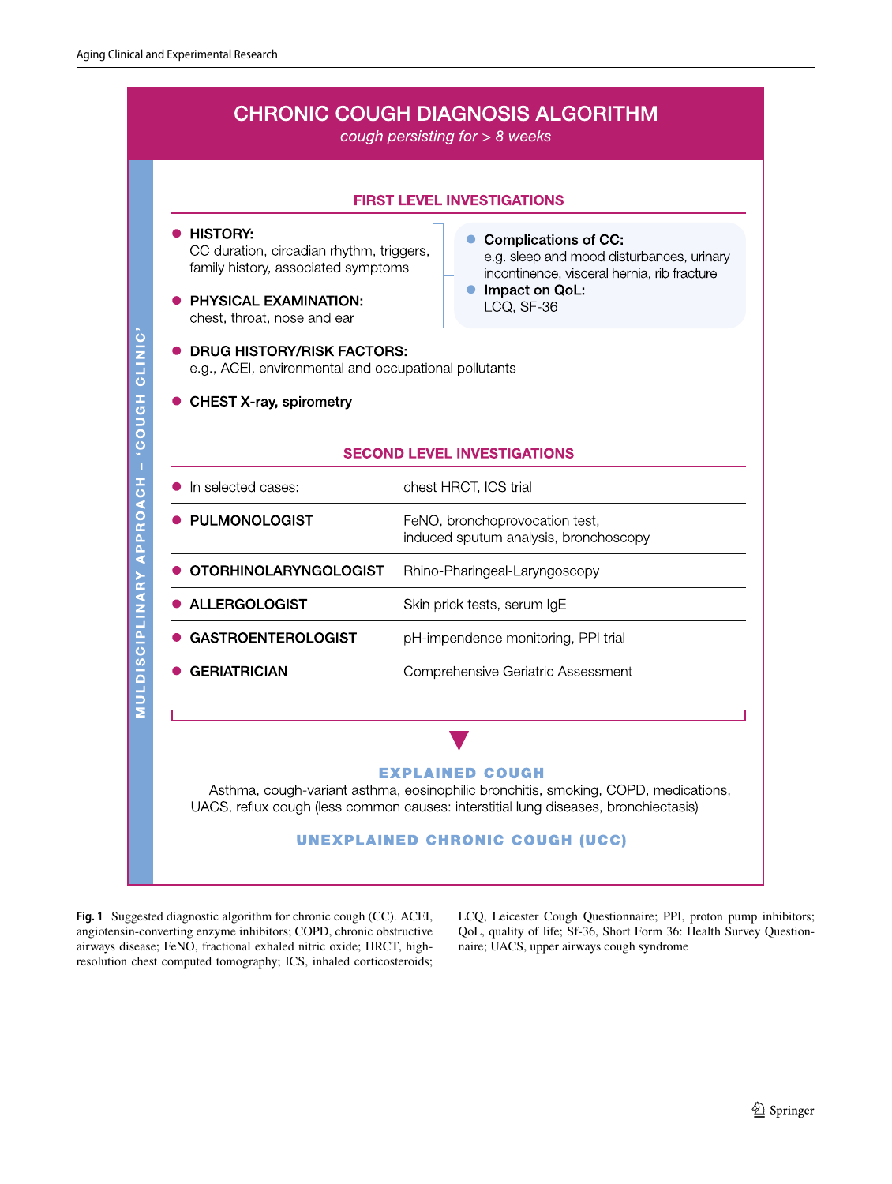# CHRONIC COUGH DIAGNOSIS ALGORITHM

*cough persisting for > 8 weeks*

MULDISCIPLINARY APPROACH – 'COUGH CLINIC'

## FIRST LEVEL INVESTIGATIONS

- **HISTORY:**
  CC duration, circadian rhythm, triggers, family history, associated symptoms
- **PHYSICAL EXAMINATION:**
  chest, throat, nose and ear

- **Complications of CC:**
  e.g. sleep and mood disturbances, urinary incontinence, visceral hernia, rib fracture
- **Impact on QoL:**
  LCQ, SF-36

- **DRUG HISTORY/RISK FACTORS:**
  e.g., ACEI, environmental and occupational pollutants
- **CHEST X-ray, spirometry**

## SECOND LEVEL INVESTIGATIONS

| | |
|---|---|
| In selected cases: | chest HRCT, ICS trial |
| **PULMONOLOGIST** | FeNO, bronchoprovocation test, induced sputum analysis, bronchoscopy |
| **OTORHINOLARYNGOLOGIST** | Rhino-Pharingeal-Laryngoscopy |
| **ALLERGOLOGIST** | Skin prick tests, serum IgE |
| **GASTROENTEROLOGIST** | pH-impendence monitoring, PPI trial |
| **GERIATRICIAN** | Comprehensive Geriatric Assessment |

**EXPLAINED COUGH**

Asthma, cough-variant asthma, eosinophilic bronchitis, smoking, COPD, medications, UACS, reflux cough (less common causes: interstitial lung diseases, bronchiectasis)

**UNEXPLAINED CHRONIC COUGH (UCC)**

**Fig. 1** Suggested diagnostic algorithm for chronic cough (CC). ACEI, angiotensin-converting enzyme inhibitors; COPD, chronic obstructive airways disease; FeNO, fractional exhaled nitric oxide; HRCT, high-resolution chest computed tomography; ICS, inhaled corticosteroids; LCQ, Leicester Cough Questionnaire; PPI, proton pump inhibitors; QoL, quality of life; Sf-36, Short Form 36: Health Survey Questionnaire; UACS, upper airways cough syndrome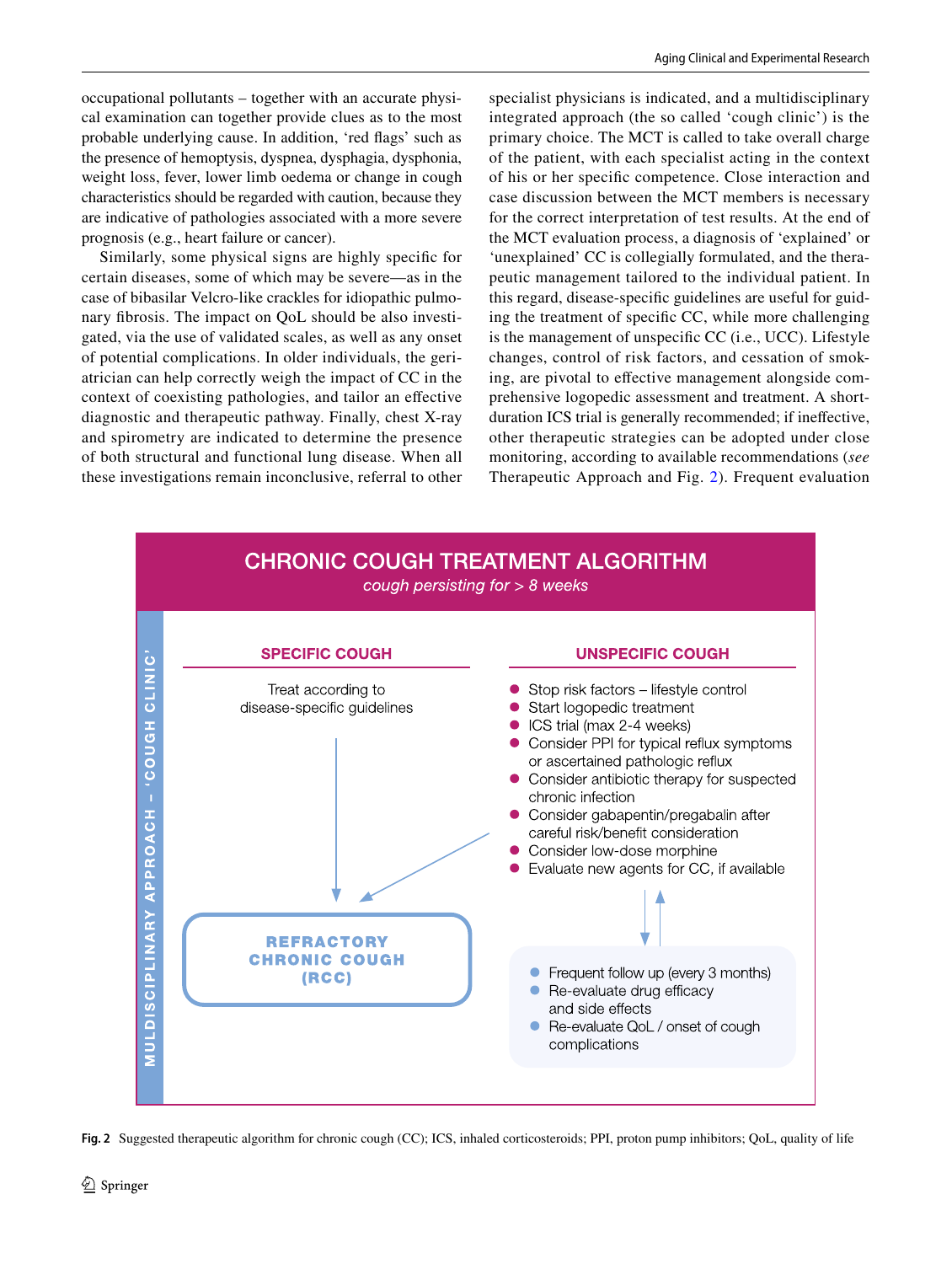occupational pollutants – together with an accurate physical examination can together provide clues as to the most probable underlying cause. In addition, 'red flags' such as the presence of hemoptysis, dyspnea, dysphagia, dysphonia, weight loss, fever, lower limb oedema or change in cough characteristics should be regarded with caution, because they are indicative of pathologies associated with a more severe prognosis (e.g., heart failure or cancer).

Similarly, some physical signs are highly specific for certain diseases, some of which may be severe—as in the case of bibasilar Velcro-like crackles for idiopathic pulmonary fibrosis. The impact on QoL should be also investigated, via the use of validated scales, as well as any onset of potential complications. In older individuals, the geriatrician can help correctly weigh the impact of CC in the context of coexisting pathologies, and tailor an effective diagnostic and therapeutic pathway. Finally, chest X-ray and spirometry are indicated to determine the presence of both structural and functional lung disease. When all these investigations remain inconclusive, referral to other specialist physicians is indicated, and a multidisciplinary integrated approach (the so called 'cough clinic') is the primary choice. The MCT is called to take overall charge of the patient, with each specialist acting in the context of his or her specific competence. Close interaction and case discussion between the MCT members is necessary for the correct interpretation of test results. At the end of the MCT evaluation process, a diagnosis of 'explained' or 'unexplained' CC is collegially formulated, and the therapeutic management tailored to the individual patient. In this regard, disease-specific guidelines are useful for guiding the treatment of specific CC, while more challenging is the management of unspecific CC (i.e., UCC). Lifestyle changes, control of risk factors, and cessation of smoking, are pivotal to effective management alongside comprehensive logopedic assessment and treatment. A short-duration ICS trial is generally recommended; if ineffective, other therapeutic strategies can be adopted under close monitoring, according to available recommendations (*see* Therapeutic Approach and Fig. 2). Frequent evaluation

**CHRONIC COUGH TREATMENT ALGORITHM**
*cough persisting for > 8 weeks*

MULDISCIPLINARY APPROACH – 'COUGH CLINIC'

**SPECIFIC COUGH**

Treat according to disease-specific guidelines

**UNSPECIFIC COUGH**

- Stop risk factors – lifestyle control
- Start logopedic treatment
- ICS trial (max 2-4 weeks)
- Consider PPI for typical reflux symptoms or ascertained pathologic reflux
- Consider antibiotic therapy for suspected chronic infection
- Consider gabapentin/pregabalin after careful risk/benefit consideration
- Consider low-dose morphine
- Evaluate new agents for CC, if available

**REFRACTORY CHRONIC COUGH (RCC)**

- Frequent follow up (every 3 months)
- Re-evaluate drug efficacy and side effects
- Re-evaluate QoL / onset of cough complications

**Fig. 2** Suggested therapeutic algorithm for chronic cough (CC); ICS, inhaled corticosteroids; PPI, proton pump inhibitors; QoL, quality of life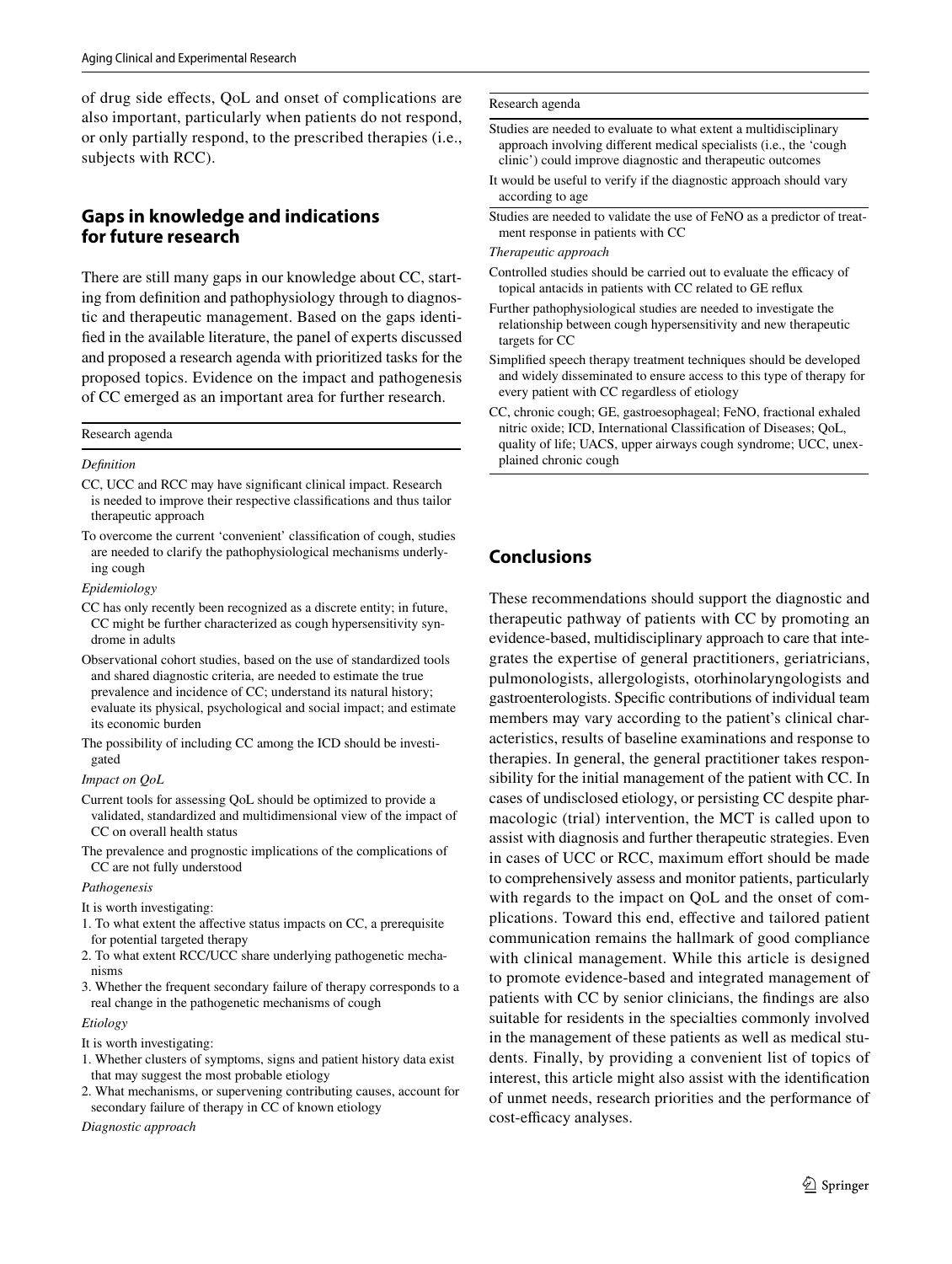of drug side effects, QoL and onset of complications are also important, particularly when patients do not respond, or only partially respond, to the prescribed therapies (i.e., subjects with RCC).

## Gaps in knowledge and indications for future research

There are still many gaps in our knowledge about CC, starting from definition and pathophysiology through to diagnostic and therapeutic management. Based on the gaps identified in the available literature, the panel of experts discussed and proposed a research agenda with prioritized tasks for the proposed topics. Evidence on the impact and pathogenesis of CC emerged as an important area for further research.

| Research agenda |
|---|
| *Definition* |
| CC, UCC and RCC may have significant clinical impact. Research is needed to improve their respective classifications and thus tailor therapeutic approach |
| To overcome the current 'convenient' classification of cough, studies are needed to clarify the pathophysiological mechanisms underlying cough |
| *Epidemiology* |
| CC has only recently been recognized as a discrete entity; in future, CC might be further characterized as cough hypersensitivity syndrome in adults |
| Observational cohort studies, based on the use of standardized tools and shared diagnostic criteria, are needed to estimate the true prevalence and incidence of CC; understand its natural history; evaluate its physical, psychological and social impact; and estimate its economic burden |
| The possibility of including CC among the ICD should be investigated |
| *Impact on QoL* |
| Current tools for assessing QoL should be optimized to provide a validated, standardized and multidimensional view of the impact of CC on overall health status |
| The prevalence and prognostic implications of the complications of CC are not fully understood |
| *Pathogenesis* |
| It is worth investigating:<br>1. To what extent the affective status impacts on CC, a prerequisite for potential targeted therapy<br>2. To what extent RCC/UCC share underlying pathogenetic mechanisms<br>3. Whether the frequent secondary failure of therapy corresponds to a real change in the pathogenetic mechanisms of cough |
| *Etiology* |
| It is worth investigating:<br>1. Whether clusters of symptoms, signs and patient history data exist that may suggest the most probable etiology<br>2. What mechanisms, or supervening contributing causes, account for secondary failure of therapy in CC of known etiology |
| *Diagnostic approach* |
| Studies are needed to evaluate to what extent a multidisciplinary approach involving different medical specialists (i.e., the 'cough clinic') could improve diagnostic and therapeutic outcomes |
| It would be useful to verify if the diagnostic approach should vary according to age |
| Studies are needed to validate the use of FeNO as a predictor of treatment response in patients with CC |
| *Therapeutic approach* |
| Controlled studies should be carried out to evaluate the efficacy of topical antacids in patients with CC related to GE reflux |
| Further pathophysiological studies are needed to investigate the relationship between cough hypersensitivity and new therapeutic targets for CC |
| Simplified speech therapy treatment techniques should be developed and widely disseminated to ensure access to this type of therapy for every patient with CC regardless of etiology |

CC, chronic cough; GE, gastroesophageal; FeNO, fractional exhaled nitric oxide; ICD, International Classification of Diseases; QoL, quality of life; UACS, upper airways cough syndrome; UCC, unexplained chronic cough

## Conclusions

These recommendations should support the diagnostic and therapeutic pathway of patients with CC by promoting an evidence-based, multidisciplinary approach to care that integrates the expertise of general practitioners, geriatricians, pulmonologists, allergologists, otorhinolaryngologists and gastroenterologists. Specific contributions of individual team members may vary according to the patient's clinical characteristics, results of baseline examinations and response to therapies. In general, the general practitioner takes responsibility for the initial management of the patient with CC. In cases of undisclosed etiology, or persisting CC despite pharmacologic (trial) intervention, the MCT is called upon to assist with diagnosis and further therapeutic strategies. Even in cases of UCC or RCC, maximum effort should be made to comprehensively assess and monitor patients, particularly with regards to the impact on QoL and the onset of complications. Toward this end, effective and tailored patient communication remains the hallmark of good compliance with clinical management. While this article is designed to promote evidence-based and integrated management of patients with CC by senior clinicians, the findings are also suitable for residents in the specialties commonly involved in the management of these patients as well as medical students. Finally, by providing a convenient list of topics of interest, this article might also assist with the identification of unmet needs, research priorities and the performance of cost-efficacy analyses.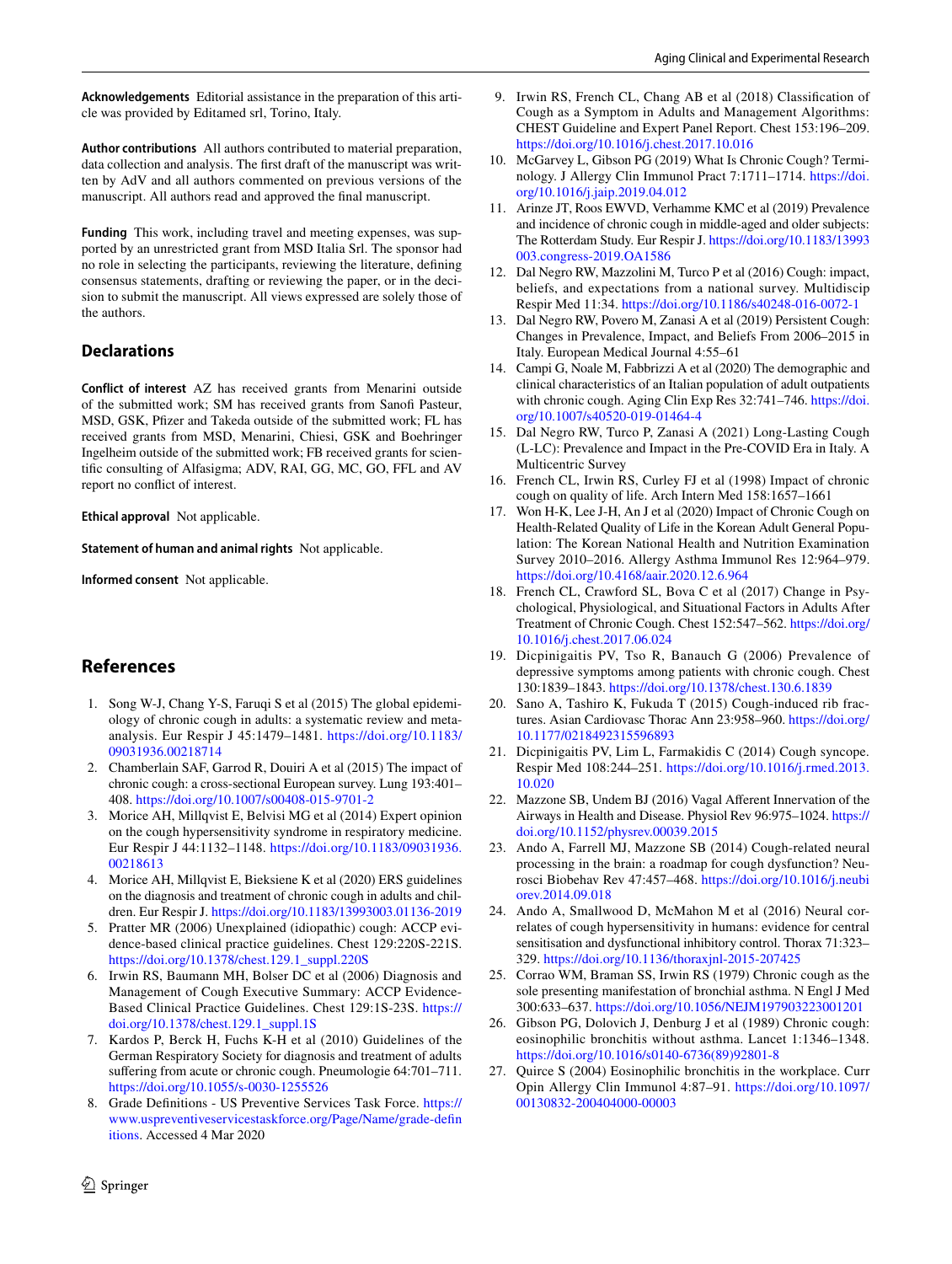**Acknowledgements** Editorial assistance in the preparation of this article was provided by Editamed srl, Torino, Italy.

**Author contributions** All authors contributed to material preparation, data collection and analysis. The first draft of the manuscript was written by AdV and all authors commented on previous versions of the manuscript. All authors read and approved the final manuscript.

**Funding** This work, including travel and meeting expenses, was supported by an unrestricted grant from MSD Italia Srl. The sponsor had no role in selecting the participants, reviewing the literature, defining consensus statements, drafting or reviewing the paper, or in the decision to submit the manuscript. All views expressed are solely those of the authors.

## Declarations

**Conflict of interest** AZ has received grants from Menarini outside of the submitted work; SM has received grants from Sanofi Pasteur, MSD, GSK, Pfizer and Takeda outside of the submitted work; FL has received grants from MSD, Menarini, Chiesi, GSK and Boehringer Ingelheim outside of the submitted work; FB received grants for scientific consulting of Alfasigma; ADV, RAI, GG, MC, GO, FFL and AV report no conflict of interest.

**Ethical approval** Not applicable.

**Statement of human and animal rights** Not applicable.

**Informed consent** Not applicable.

## References

1. Song W-J, Chang Y-S, Faruqi S et al (2015) The global epidemiology of chronic cough in adults: a systematic review and meta-analysis. Eur Respir J 45:1479–1481. https://doi.org/10.1183/09031936.00218714
2. Chamberlain SAF, Garrod R, Douiri A et al (2015) The impact of chronic cough: a cross-sectional European survey. Lung 193:401–408. https://doi.org/10.1007/s00408-015-9701-2
3. Morice AH, Millqvist E, Belvisi MG et al (2014) Expert opinion on the cough hypersensitivity syndrome in respiratory medicine. Eur Respir J 44:1132–1148. https://doi.org/10.1183/09031936.00218613
4. Morice AH, Millqvist E, Bieksiene K et al (2020) ERS guidelines on the diagnosis and treatment of chronic cough in adults and children. Eur Respir J. https://doi.org/10.1183/13993003.01136-2019
5. Pratter MR (2006) Unexplained (idiopathic) cough: ACCP evidence-based clinical practice guidelines. Chest 129:220S-221S. https://doi.org/10.1378/chest.129.1_suppl.220S
6. Irwin RS, Baumann MH, Bolser DC et al (2006) Diagnosis and Management of Cough Executive Summary: ACCP Evidence-Based Clinical Practice Guidelines. Chest 129:1S-23S. https://doi.org/10.1378/chest.129.1_suppl.1S
7. Kardos P, Berck H, Fuchs K-H et al (2010) Guidelines of the German Respiratory Society for diagnosis and treatment of adults suffering from acute or chronic cough. Pneumologie 64:701–711. https://doi.org/10.1055/s-0030-1255526
8. Grade Definitions - US Preventive Services Task Force. https://www.uspreventiveservicestaskforce.org/Page/Name/grade-definitions. Accessed 4 Mar 2020
9. Irwin RS, French CL, Chang AB et al (2018) Classification of Cough as a Symptom in Adults and Management Algorithms: CHEST Guideline and Expert Panel Report. Chest 153:196–209. https://doi.org/10.1016/j.chest.2017.10.016
10. McGarvey L, Gibson PG (2019) What Is Chronic Cough? Terminology. J Allergy Clin Immunol Pract 7:1711–1714. https://doi.org/10.1016/j.jaip.2019.04.012
11. Arinze JT, Roos EWVD, Verhamme KMC et al (2019) Prevalence and incidence of chronic cough in middle-aged and older subjects: The Rotterdam Study. Eur Respir J. https://doi.org/10.1183/13993003.congress-2019.OA1586
12. Dal Negro RW, Mazzolini M, Turco P et al (2016) Cough: impact, beliefs, and expectations from a national survey. Multidiscip Respir Med 11:34. https://doi.org/10.1186/s40248-016-0072-1
13. Dal Negro RW, Povero M, Zanasi A et al (2019) Persistent Cough: Changes in Prevalence, Impact, and Beliefs From 2006–2015 in Italy. European Medical Journal 4:55–61
14. Campi G, Noale M, Fabbrizzi A et al (2020) The demographic and clinical characteristics of an Italian population of adult outpatients with chronic cough. Aging Clin Exp Res 32:741–746. https://doi.org/10.1007/s40520-019-01464-4
15. Dal Negro RW, Turco P, Zanasi A (2021) Long-Lasting Cough (L-LC): Prevalence and Impact in the Pre-COVID Era in Italy. A Multicentric Survey
16. French CL, Irwin RS, Curley FJ et al (1998) Impact of chronic cough on quality of life. Arch Intern Med 158:1657–1661
17. Won H-K, Lee J-H, An J et al (2020) Impact of Chronic Cough on Health-Related Quality of Life in the Korean Adult General Population: The Korean National Health and Nutrition Examination Survey 2010–2016. Allergy Asthma Immunol Res 12:964–979. https://doi.org/10.4168/aair.2020.12.6.964
18. French CL, Crawford SL, Bova C et al (2017) Change in Psychological, Physiological, and Situational Factors in Adults After Treatment of Chronic Cough. Chest 152:547–562. https://doi.org/10.1016/j.chest.2017.06.024
19. Dicpinigaitis PV, Tso R, Banauch G (2006) Prevalence of depressive symptoms among patients with chronic cough. Chest 130:1839–1843. https://doi.org/10.1378/chest.130.6.1839
20. Sano A, Tashiro K, Fukuda T (2015) Cough-induced rib fractures. Asian Cardiovasc Thorac Ann 23:958–960. https://doi.org/10.1177/0218492315596893
21. Dicpinigaitis PV, Lim L, Farmakidis C (2014) Cough syncope. Respir Med 108:244–251. https://doi.org/10.1016/j.rmed.2013.10.020
22. Mazzone SB, Undem BJ (2016) Vagal Afferent Innervation of the Airways in Health and Disease. Physiol Rev 96:975–1024. https://doi.org/10.1152/physrev.00039.2015
23. Ando A, Farrell MJ, Mazzone SB (2014) Cough-related neural processing in the brain: a roadmap for cough dysfunction? Neurosci Biobehav Rev 47:457–468. https://doi.org/10.1016/j.neubiorev.2014.09.018
24. Ando A, Smallwood D, McMahon M et al (2016) Neural correlates of cough hypersensitivity in humans: evidence for central sensitisation and dysfunctional inhibitory control. Thorax 71:323–329. https://doi.org/10.1136/thoraxjnl-2015-207425
25. Corrao WM, Braman SS, Irwin RS (1979) Chronic cough as the sole presenting manifestation of bronchial asthma. N Engl J Med 300:633–637. https://doi.org/10.1056/NEJM197903223001201
26. Gibson PG, Dolovich J, Denburg J et al (1989) Chronic cough: eosinophilic bronchitis without asthma. Lancet 1:1346–1348. https://doi.org/10.1016/s0140-6736(89)92801-8
27. Quirce S (2004) Eosinophilic bronchitis in the workplace. Curr Opin Allergy Clin Immunol 4:87–91. https://doi.org/10.1097/00130832-200404000-00003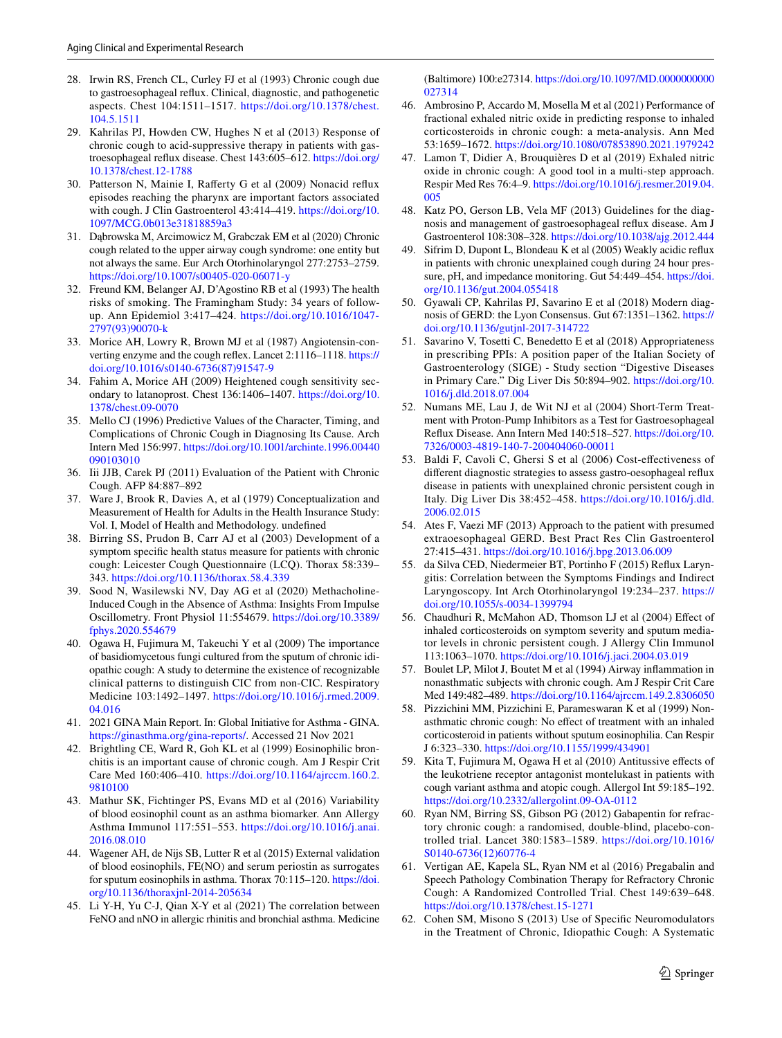28. Irwin RS, French CL, Curley FJ et al (1993) Chronic cough due to gastroesophageal reflux. Clinical, diagnostic, and pathogenetic aspects. Chest 104:1511–1517. https://doi.org/10.1378/chest.104.5.1511
29. Kahrilas PJ, Howden CW, Hughes N et al (2013) Response of chronic cough to acid-suppressive therapy in patients with gastroesophageal reflux disease. Chest 143:605–612. https://doi.org/10.1378/chest.12-1788
30. Patterson N, Mainie I, Rafferty G et al (2009) Nonacid reflux episodes reaching the pharynx are important factors associated with cough. J Clin Gastroenterol 43:414–419. https://doi.org/10.1097/MCG.0b013e31818859a3
31. Dąbrowska M, Arcimowicz M, Grabczak EM et al (2020) Chronic cough related to the upper airway cough syndrome: one entity but not always the same. Eur Arch Otorhinolaryngol 277:2753–2759. https://doi.org/10.1007/s00405-020-06071-y
32. Freund KM, Belanger AJ, D'Agostino RB et al (1993) The health risks of smoking. The Framingham Study: 34 years of follow-up. Ann Epidemiol 3:417–424. https://doi.org/10.1016/1047-2797(93)90070-k
33. Morice AH, Lowry R, Brown MJ et al (1987) Angiotensin-converting enzyme and the cough reflex. Lancet 2:1116–1118. https://doi.org/10.1016/s0140-6736(87)91547-9
34. Fahim A, Morice AH (2009) Heightened cough sensitivity secondary to latanoprost. Chest 136:1406–1407. https://doi.org/10.1378/chest.09-0070
35. Mello CJ (1996) Predictive Values of the Character, Timing, and Complications of Chronic Cough in Diagnosing Its Cause. Arch Intern Med 156:997. https://doi.org/10.1001/archinte.1996.00440090103010
36. Iii JJB, Carek PJ (2011) Evaluation of the Patient with Chronic Cough. AFP 84:887–892
37. Ware J, Brook R, Davies A, et al (1979) Conceptualization and Measurement of Health for Adults in the Health Insurance Study: Vol. I, Model of Health and Methodology. undefined
38. Birring SS, Prudon B, Carr AJ et al (2003) Development of a symptom specific health status measure for patients with chronic cough: Leicester Cough Questionnaire (LCQ). Thorax 58:339–343. https://doi.org/10.1136/thorax.58.4.339
39. Sood N, Wasilewski NV, Day AG et al (2020) Methacholine-Induced Cough in the Absence of Asthma: Insights From Impulse Oscillometry. Front Physiol 11:554679. https://doi.org/10.3389/fphys.2020.554679
40. Ogawa H, Fujimura M, Takeuchi Y et al (2009) The importance of basidiomycetous fungi cultured from the sputum of chronic idiopathic cough: A study to determine the existence of recognizable clinical patterns to distinguish CIC from non-CIC. Respiratory Medicine 103:1492–1497. https://doi.org/10.1016/j.rmed.2009.04.016
41. 2021 GINA Main Report. In: Global Initiative for Asthma - GINA. https://ginasthma.org/gina-reports/. Accessed 21 Nov 2021
42. Brightling CE, Ward R, Goh KL et al (1999) Eosinophilic bronchitis is an important cause of chronic cough. Am J Respir Crit Care Med 160:406–410. https://doi.org/10.1164/ajrccm.160.2.9810100
43. Mathur SK, Fichtinger PS, Evans MD et al (2016) Variability of blood eosinophil count as an asthma biomarker. Ann Allergy Asthma Immunol 117:551–553. https://doi.org/10.1016/j.anai.2016.08.010
44. Wagener AH, de Nijs SB, Lutter R et al (2015) External validation of blood eosinophils, FE(NO) and serum periostin as surrogates for sputum eosinophils in asthma. Thorax 70:115–120. https://doi.org/10.1136/thoraxjnl-2014-205634
45. Li Y-H, Yu C-J, Qian X-Y et al (2021) The correlation between FeNO and nNO in allergic rhinitis and bronchial asthma. Medicine (Baltimore) 100:e27314. https://doi.org/10.1097/MD.0000000000027314
46. Ambrosino P, Accardo M, Mosella M et al (2021) Performance of fractional exhaled nitric oxide in predicting response to inhaled corticosteroids in chronic cough: a meta-analysis. Ann Med 53:1659–1672. https://doi.org/10.1080/07853890.2021.1979242
47. Lamon T, Didier A, Brouquières D et al (2019) Exhaled nitric oxide in chronic cough: A good tool in a multi-step approach. Respir Med Res 76:4–9. https://doi.org/10.1016/j.resmer.2019.04.005
48. Katz PO, Gerson LB, Vela MF (2013) Guidelines for the diagnosis and management of gastroesophageal reflux disease. Am J Gastroenterol 108:308–328. https://doi.org/10.1038/ajg.2012.444
49. Sifrim D, Dupont L, Blondeau K et al (2005) Weakly acidic reflux in patients with chronic unexplained cough during 24 hour pressure, pH, and impedance monitoring. Gut 54:449–454. https://doi.org/10.1136/gut.2004.055418
50. Gyawali CP, Kahrilas PJ, Savarino E et al (2018) Modern diagnosis of GERD: the Lyon Consensus. Gut 67:1351–1362. https://doi.org/10.1136/gutjnl-2017-314722
51. Savarino V, Tosetti C, Benedetto E et al (2018) Appropriateness in prescribing PPIs: A position paper of the Italian Society of Gastroenterology (SIGE) - Study section "Digestive Diseases in Primary Care." Dig Liver Dis 50:894–902. https://doi.org/10.1016/j.dld.2018.07.004
52. Numans ME, Lau J, de Wit NJ et al (2004) Short-Term Treatment with Proton-Pump Inhibitors as a Test for Gastroesophageal Reflux Disease. Ann Intern Med 140:518–527. https://doi.org/10.7326/0003-4819-140-7-200404060-00011
53. Baldi F, Cavoli C, Ghersi S et al (2006) Cost-effectiveness of different diagnostic strategies to assess gastro-oesophageal reflux disease in patients with unexplained chronic persistent cough in Italy. Dig Liver Dis 38:452–458. https://doi.org/10.1016/j.dld.2006.02.015
54. Ates F, Vaezi MF (2013) Approach to the patient with presumed extraoesophageal GERD. Best Pract Res Clin Gastroenterol 27:415–431. https://doi.org/10.1016/j.bpg.2013.06.009
55. da Silva CED, Niedermeier BT, Portinho F (2015) Reflux Laryngitis: Correlation between the Symptoms Findings and Indirect Laryngoscopy. Int Arch Otorhinolaryngol 19:234–237. https://doi.org/10.1055/s-0034-1399794
56. Chaudhuri R, McMahon AD, Thomson LJ et al (2004) Effect of inhaled corticosteroids on symptom severity and sputum mediator levels in chronic persistent cough. J Allergy Clin Immunol 113:1063–1070. https://doi.org/10.1016/j.jaci.2004.03.019
57. Boulet LP, Milot J, Boutet M et al (1994) Airway inflammation in nonasthmatic subjects with chronic cough. Am J Respir Crit Care Med 149:482–489. https://doi.org/10.1164/ajrccm.149.2.8306050
58. Pizzichini MM, Pizzichini E, Parameswaran K et al (1999) Non-asthmatic chronic cough: No effect of treatment with an inhaled corticosteroid in patients without sputum eosinophilia. Can Respir J 6:323–330. https://doi.org/10.1155/1999/434901
59. Kita T, Fujimura M, Ogawa H et al (2010) Antitussive effects of the leukotriene receptor antagonist montelukast in patients with cough variant asthma and atopic cough. Allergol Int 59:185–192. https://doi.org/10.2332/allergolint.09-OA-0112
60. Ryan NM, Birring SS, Gibson PG (2012) Gabapentin for refractory chronic cough: a randomised, double-blind, placebo-controlled trial. Lancet 380:1583–1589. https://doi.org/10.1016/S0140-6736(12)60776-4
61. Vertigan AE, Kapela SL, Ryan NM et al (2016) Pregabalin and Speech Pathology Combination Therapy for Refractory Chronic Cough: A Randomized Controlled Trial. Chest 149:639–648. https://doi.org/10.1378/chest.15-1271
62. Cohen SM, Misono S (2013) Use of Specific Neuromodulators in the Treatment of Chronic, Idiopathic Cough: A Systematic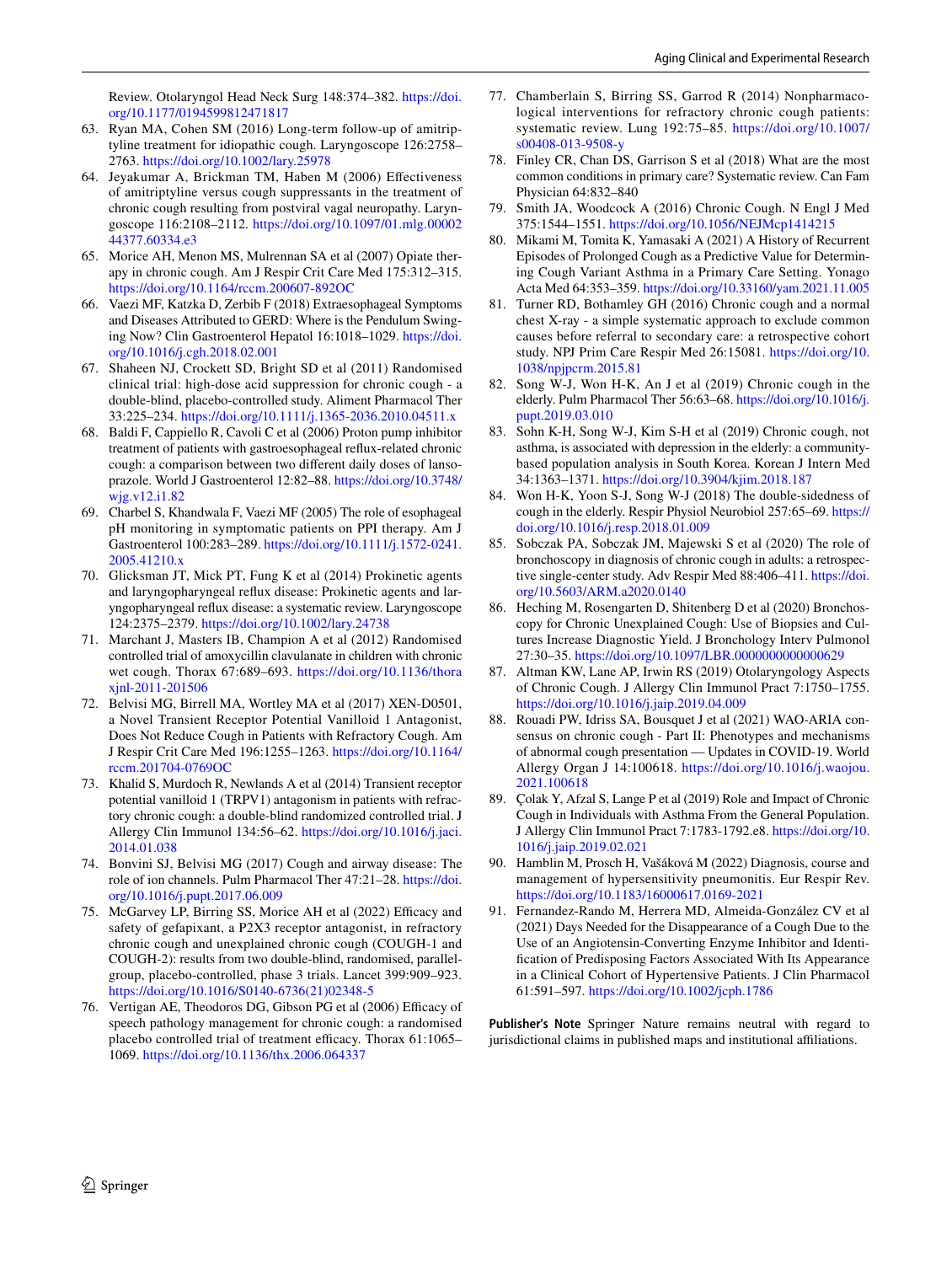Review. Otolaryngol Head Neck Surg 148:374–382. https://doi.org/10.1177/0194599812471817

63. Ryan MA, Cohen SM (2016) Long-term follow-up of amitriptyline treatment for idiopathic cough. Laryngoscope 126:2758–2763. https://doi.org/10.1002/lary.25978
64. Jeyakumar A, Brickman TM, Haben M (2006) Effectiveness of amitriptyline versus cough suppressants in the treatment of chronic cough resulting from postviral vagal neuropathy. Laryngoscope 116:2108–2112. https://doi.org/10.1097/01.mlg.0000244377.60334.e3
65. Morice AH, Menon MS, Mulrennan SA et al (2007) Opiate therapy in chronic cough. Am J Respir Crit Care Med 175:312–315. https://doi.org/10.1164/rccm.200607-892OC
66. Vaezi MF, Katzka D, Zerbib F (2018) Extraesophageal Symptoms and Diseases Attributed to GERD: Where is the Pendulum Swinging Now? Clin Gastroenterol Hepatol 16:1018–1029. https://doi.org/10.1016/j.cgh.2018.02.001
67. Shaheen NJ, Crockett SD, Bright SD et al (2011) Randomised clinical trial: high-dose acid suppression for chronic cough - a double-blind, placebo-controlled study. Aliment Pharmacol Ther 33:225–234. https://doi.org/10.1111/j.1365-2036.2010.04511.x
68. Baldi F, Cappiello R, Cavoli C et al (2006) Proton pump inhibitor treatment of patients with gastroesophageal reflux-related chronic cough: a comparison between two different daily doses of lansoprazole. World J Gastroenterol 12:82–88. https://doi.org/10.3748/wjg.v12.i1.82
69. Charbel S, Khandwala F, Vaezi MF (2005) The role of esophageal pH monitoring in symptomatic patients on PPI therapy. Am J Gastroenterol 100:283–289. https://doi.org/10.1111/j.1572-0241.2005.41210.x
70. Glicksman JT, Mick PT, Fung K et al (2014) Prokinetic agents and laryngopharyngeal reflux disease: Prokinetic agents and laryngopharyngeal reflux disease: a systematic review. Laryngoscope 124:2375–2379. https://doi.org/10.1002/lary.24738
71. Marchant J, Masters IB, Champion A et al (2012) Randomised controlled trial of amoxycillin clavulanate in children with chronic wet cough. Thorax 67:689–693. https://doi.org/10.1136/thoraxjnl-2011-201506
72. Belvisi MG, Birrell MA, Wortley MA et al (2017) XEN-D0501, a Novel Transient Receptor Potential Vanilloid 1 Antagonist, Does Not Reduce Cough in Patients with Refractory Cough. Am J Respir Crit Care Med 196:1255–1263. https://doi.org/10.1164/rccm.201704-0769OC
73. Khalid S, Murdoch R, Newlands A et al (2014) Transient receptor potential vanilloid 1 (TRPV1) antagonism in patients with refractory chronic cough: a double-blind randomized controlled trial. J Allergy Clin Immunol 134:56–62. https://doi.org/10.1016/j.jaci.2014.01.038
74. Bonvini SJ, Belvisi MG (2017) Cough and airway disease: The role of ion channels. Pulm Pharmacol Ther 47:21–28. https://doi.org/10.1016/j.pupt.2017.06.009
75. McGarvey LP, Birring SS, Morice AH et al (2022) Efficacy and safety of gefapixant, a P2X3 receptor antagonist, in refractory chronic cough and unexplained chronic cough (COUGH-1 and COUGH-2): results from two double-blind, randomised, parallel-group, placebo-controlled, phase 3 trials. Lancet 399:909–923. https://doi.org/10.1016/S0140-6736(21)02348-5
76. Vertigan AE, Theodoros DG, Gibson PG et al (2006) Efficacy of speech pathology management for chronic cough: a randomised placebo controlled trial of treatment efficacy. Thorax 61:1065–1069. https://doi.org/10.1136/thx.2006.064337
77. Chamberlain S, Birring SS, Garrod R (2014) Nonpharmacological interventions for refractory chronic cough patients: systematic review. Lung 192:75–85. https://doi.org/10.1007/s00408-013-9508-y
78. Finley CR, Chan DS, Garrison S et al (2018) What are the most common conditions in primary care? Systematic review. Can Fam Physician 64:832–840
79. Smith JA, Woodcock A (2016) Chronic Cough. N Engl J Med 375:1544–1551. https://doi.org/10.1056/NEJMcp1414215
80. Mikami M, Tomita K, Yamasaki A (2021) A History of Recurrent Episodes of Prolonged Cough as a Predictive Value for Determining Cough Variant Asthma in a Primary Care Setting. Yonago Acta Med 64:353–359. https://doi.org/10.33160/yam.2021.11.005
81. Turner RD, Bothamley GH (2016) Chronic cough and a normal chest X-ray - a simple systematic approach to exclude common causes before referral to secondary care: a retrospective cohort study. NPJ Prim Care Respir Med 26:15081. https://doi.org/10.1038/npjpcrm.2015.81
82. Song W-J, Won H-K, An J et al (2019) Chronic cough in the elderly. Pulm Pharmacol Ther 56:63–68. https://doi.org/10.1016/j.pupt.2019.03.010
83. Sohn K-H, Song W-J, Kim S-H et al (2019) Chronic cough, not asthma, is associated with depression in the elderly: a community-based population analysis in South Korea. Korean J Intern Med 34:1363–1371. https://doi.org/10.3904/kjim.2018.187
84. Won H-K, Yoon S-J, Song W-J (2018) The double-sidedness of cough in the elderly. Respir Physiol Neurobiol 257:65–69. https://doi.org/10.1016/j.resp.2018.01.009
85. Sobczak PA, Sobczak JM, Majewski S et al (2020) The role of bronchoscopy in diagnosis of chronic cough in adults: a retrospective single-center study. Adv Respir Med 88:406–411. https://doi.org/10.5603/ARM.a2020.0140
86. Heching M, Rosengarten D, Shitenberg D et al (2020) Bronchoscopy for Chronic Unexplained Cough: Use of Biopsies and Cultures Increase Diagnostic Yield. J Bronchology Interv Pulmonol 27:30–35. https://doi.org/10.1097/LBR.0000000000000629
87. Altman KW, Lane AP, Irwin RS (2019) Otolaryngology Aspects of Chronic Cough. J Allergy Clin Immunol Pract 7:1750–1755. https://doi.org/10.1016/j.jaip.2019.04.009
88. Rouadi PW, Idriss SA, Bousquet J et al (2021) WAO-ARIA consensus on chronic cough - Part II: Phenotypes and mechanisms of abnormal cough presentation — Updates in COVID-19. World Allergy Organ J 14:100618. https://doi.org/10.1016/j.waojou.2021.100618
89. Çolak Y, Afzal S, Lange P et al (2019) Role and Impact of Chronic Cough in Individuals with Asthma From the General Population. J Allergy Clin Immunol Pract 7:1783-1792.e8. https://doi.org/10.1016/j.jaip.2019.02.021
90. Hamblin M, Prosch H, Vašáková M (2022) Diagnosis, course and management of hypersensitivity pneumonitis. Eur Respir Rev. https://doi.org/10.1183/16000617.0169-2021
91. Fernandez-Rando M, Herrera MD, Almeida-González CV et al (2021) Days Needed for the Disappearance of a Cough Due to the Use of an Angiotensin-Converting Enzyme Inhibitor and Identification of Predisposing Factors Associated With Its Appearance in a Clinical Cohort of Hypertensive Patients. J Clin Pharmacol 61:591–597. https://doi.org/10.1002/jcph.1786

**Publisher's Note** Springer Nature remains neutral with regard to jurisdictional claims in published maps and institutional affiliations.